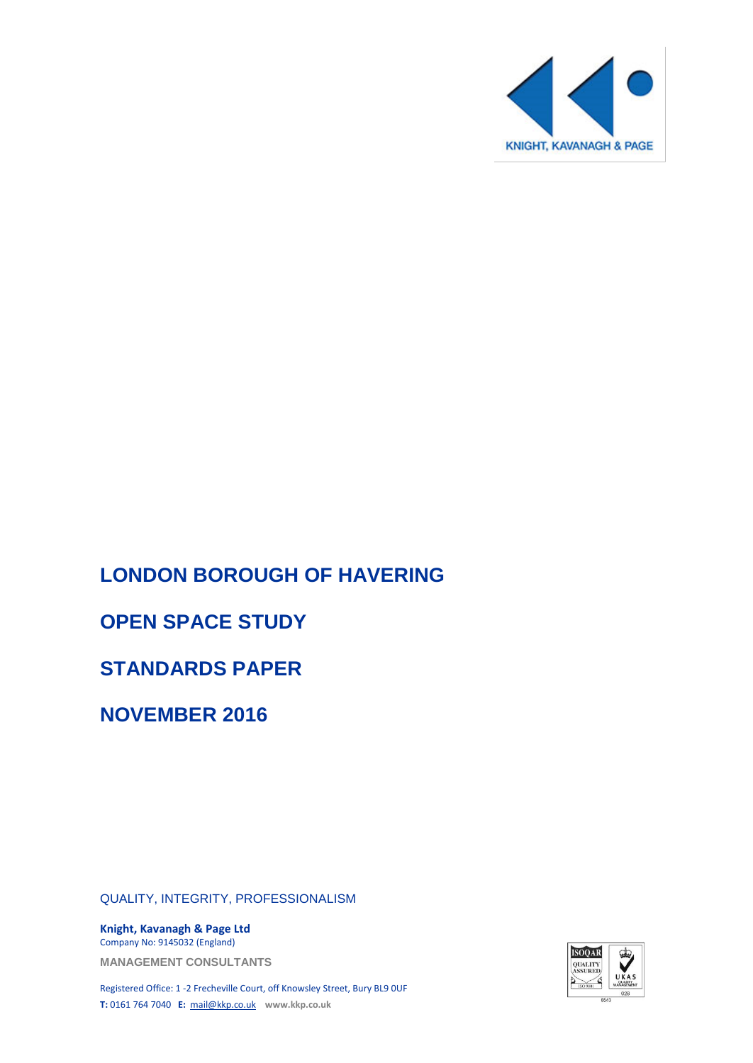KNIGHT, KAVANAGH & PAGE

# LONDON BOROUGH OF HAVERING

# OPEN SPACE STUDY

# STANDARDS PAPER

# NOVEMBER 2016

QUALITY, INTEGRITY, PROFESSIONALISM

**Knight, Kavanagh & Page Ltd**
Company No: 9145032 (England)

MANAGEMENT CONSULTANTS

Registered Office: 1 -2 Frecheville Court, off Knowsley Street, Bury BL9 0UF
**T:** 0161 764 7040 **E:** mail@kkp.co.uk **www.kkp.co.uk**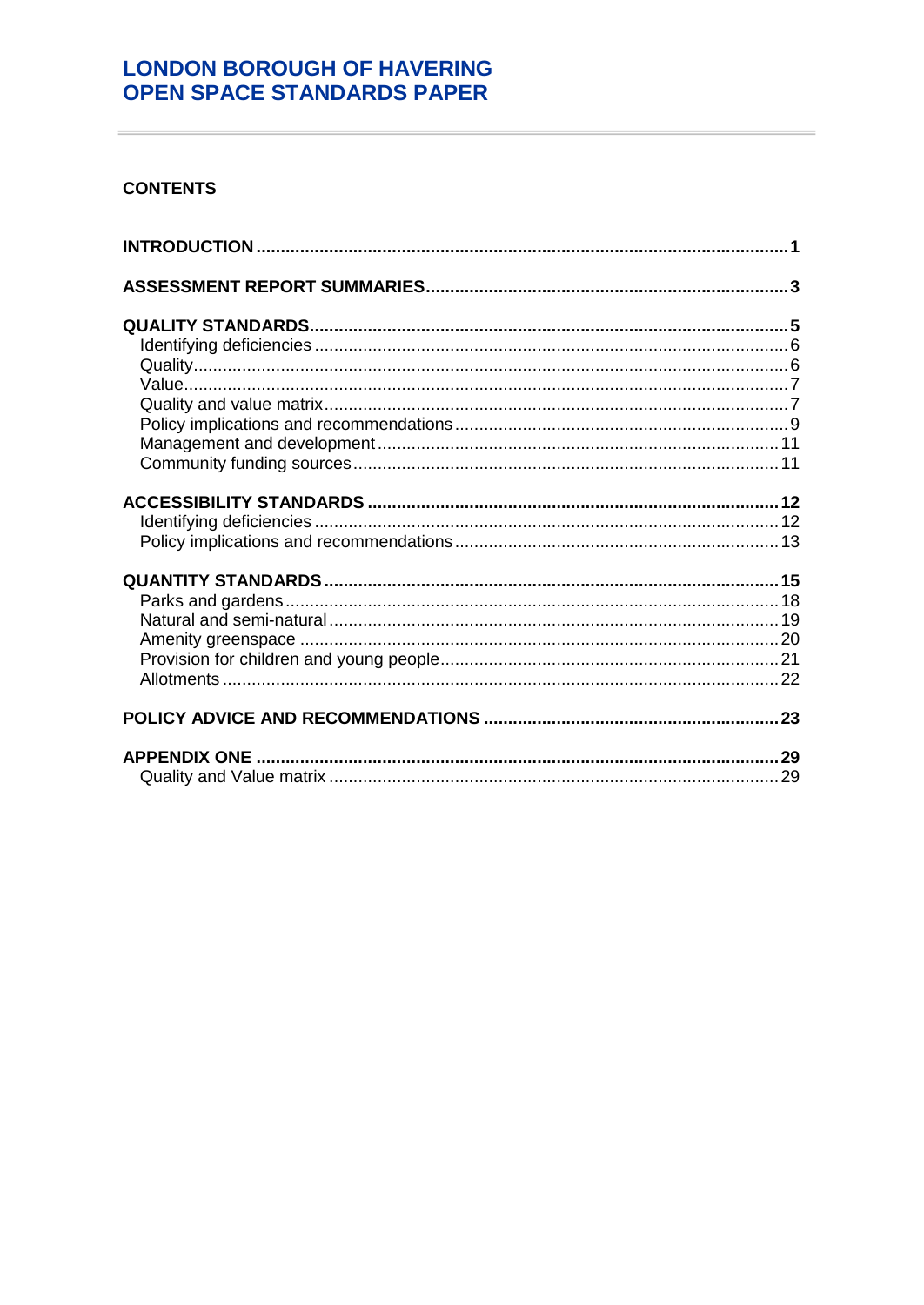# LONDON BOROUGH OF HAVERING
# OPEN SPACE STANDARDS PAPER

## CONTENTS

**INTRODUCTION** .......... **1**

**ASSESSMENT REPORT SUMMARIES** .......... **3**

**QUALITY STANDARDS** .......... **5**
- Identifying deficiencies .......... 6
- Quality .......... 6
- Value .......... 7
- Quality and value matrix .......... 7
- Policy implications and recommendations .......... 9
- Management and development .......... 11
- Community funding sources .......... 11

**ACCESSIBILITY STANDARDS** .......... **12**
- Identifying deficiencies .......... 12
- Policy implications and recommendations .......... 13

**QUANTITY STANDARDS** .......... **15**
- Parks and gardens .......... 18
- Natural and semi-natural .......... 19
- Amenity greenspace .......... 20
- Provision for children and young people .......... 21
- Allotments .......... 22

**POLICY ADVICE AND RECOMMENDATIONS** .......... **23**

**APPENDIX ONE** .......... **29**
- Quality and Value matrix .......... 29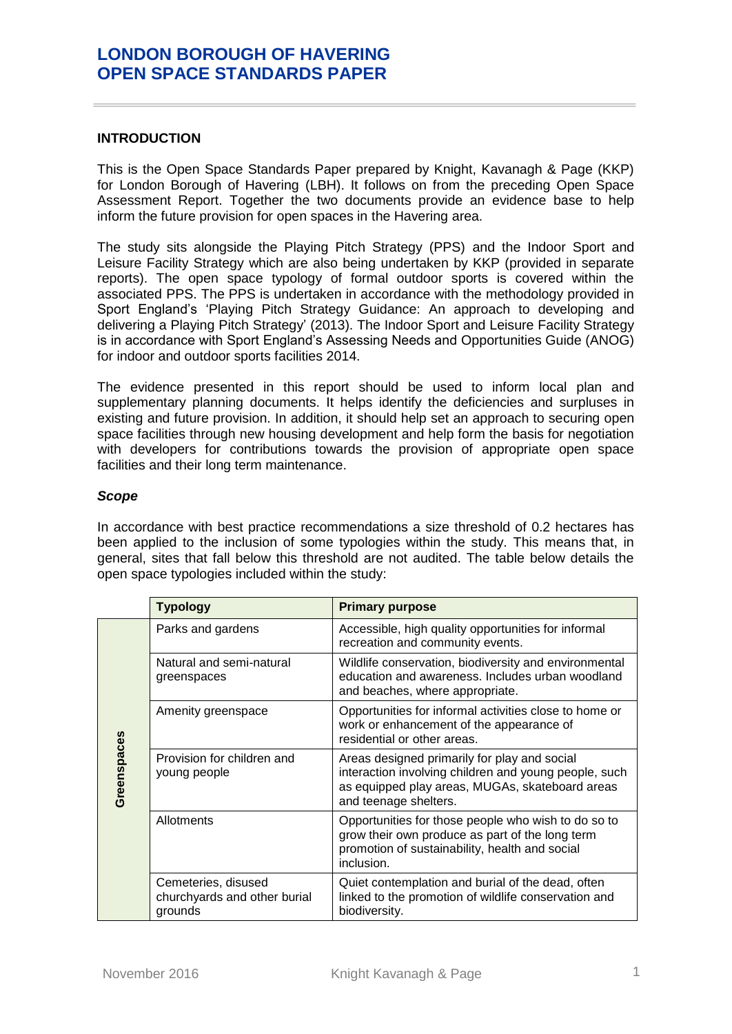# LONDON BOROUGH OF HAVERING
# OPEN SPACE STANDARDS PAPER

## INTRODUCTION

This is the Open Space Standards Paper prepared by Knight, Kavanagh & Page (KKP) for London Borough of Havering (LBH). It follows on from the preceding Open Space Assessment Report. Together the two documents provide an evidence base to help inform the future provision for open spaces in the Havering area.

The study sits alongside the Playing Pitch Strategy (PPS) and the Indoor Sport and Leisure Facility Strategy which are also being undertaken by KKP (provided in separate reports). The open space typology of formal outdoor sports is covered within the associated PPS. The PPS is undertaken in accordance with the methodology provided in Sport England's 'Playing Pitch Strategy Guidance: An approach to developing and delivering a Playing Pitch Strategy' (2013). The Indoor Sport and Leisure Facility Strategy is in accordance with Sport England's Assessing Needs and Opportunities Guide (ANOG) for indoor and outdoor sports facilities 2014.

The evidence presented in this report should be used to inform local plan and supplementary planning documents. It helps identify the deficiencies and surpluses in existing and future provision. In addition, it should help set an approach to securing open space facilities through new housing development and help form the basis for negotiation with developers for contributions towards the provision of appropriate open space facilities and their long term maintenance.

### *Scope*

In accordance with best practice recommendations a size threshold of 0.2 hectares has been applied to the inclusion of some typologies within the study. This means that, in general, sites that fall below this threshold are not audited. The table below details the open space typologies included within the study:

| | Typology | Primary purpose |
|---|---|---|
| Greenspaces | Parks and gardens | Accessible, high quality opportunities for informal recreation and community events. |
| | Natural and semi-natural greenspaces | Wildlife conservation, biodiversity and environmental education and awareness. Includes urban woodland and beaches, where appropriate. |
| | Amenity greenspace | Opportunities for informal activities close to home or work or enhancement of the appearance of residential or other areas. |
| | Provision for children and young people | Areas designed primarily for play and social interaction involving children and young people, such as equipped play areas, MUGAs, skateboard areas and teenage shelters. |
| | Allotments | Opportunities for those people who wish to do so to grow their own produce as part of the long term promotion of sustainability, health and social inclusion. |
| | Cemeteries, disused churchyards and other burial grounds | Quiet contemplation and burial of the dead, often linked to the promotion of wildlife conservation and biodiversity. |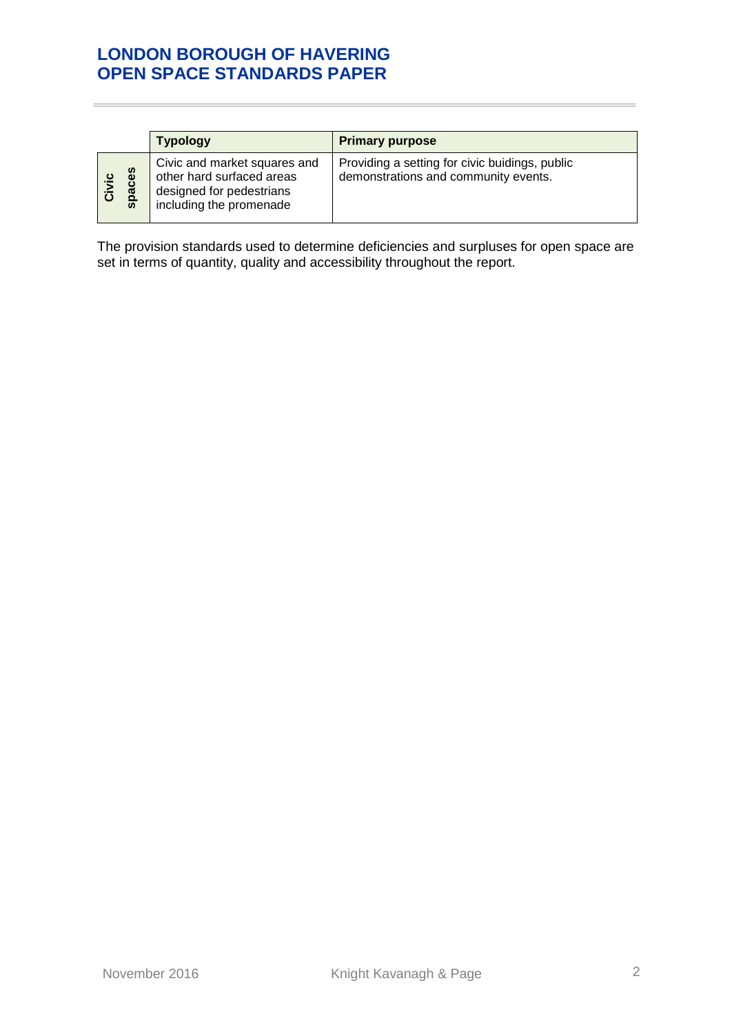| | Typology | Primary purpose |
|---|---|---|
| Civic spaces | Civic and market squares and other hard surfaced areas designed for pedestrians including the promenade | Providing a setting for civic buidings, public demonstrations and community events. |

The provision standards used to determine deficiencies and surpluses for open space are set in terms of quantity, quality and accessibility throughout the report.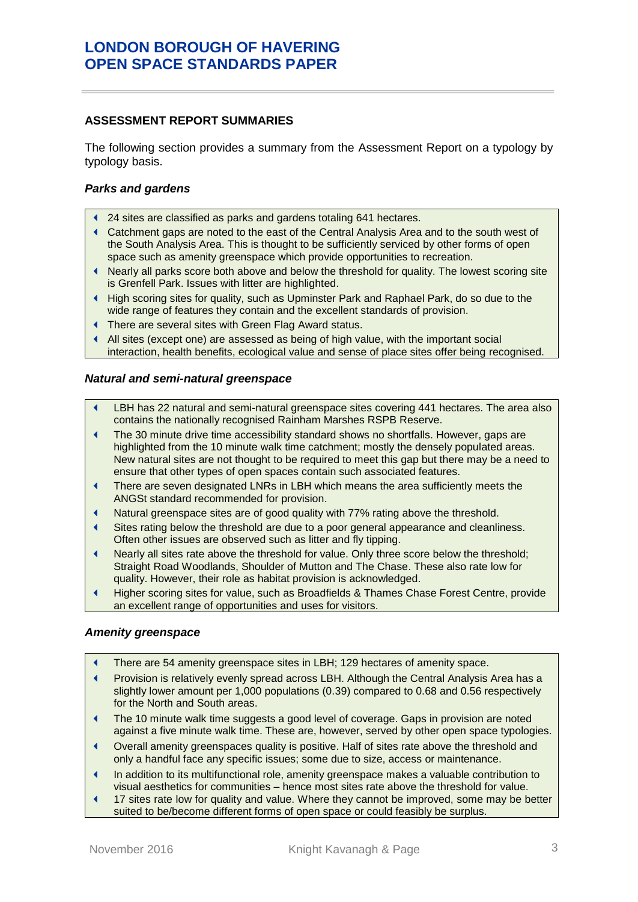## ASSESSMENT REPORT SUMMARIES

The following section provides a summary from the Assessment Report on a typology by typology basis.

### *Parks and gardens*

- 24 sites are classified as parks and gardens totaling 641 hectares.
- Catchment gaps are noted to the east of the Central Analysis Area and to the south west of the South Analysis Area. This is thought to be sufficiently serviced by other forms of open space such as amenity greenspace which provide opportunities to recreation.
- Nearly all parks score both above and below the threshold for quality. The lowest scoring site is Grenfell Park. Issues with litter are highlighted.
- High scoring sites for quality, such as Upminster Park and Raphael Park, do so due to the wide range of features they contain and the excellent standards of provision.
- There are several sites with Green Flag Award status.
- All sites (except one) are assessed as being of high value, with the important social interaction, health benefits, ecological value and sense of place sites offer being recognised.

### *Natural and semi-natural greenspace*

- LBH has 22 natural and semi-natural greenspace sites covering 441 hectares. The area also contains the nationally recognised Rainham Marshes RSPB Reserve.
- The 30 minute drive time accessibility standard shows no shortfalls. However, gaps are highlighted from the 10 minute walk time catchment; mostly the densely populated areas. New natural sites are not thought to be required to meet this gap but there may be a need to ensure that other types of open spaces contain such associated features.
- There are seven designated LNRs in LBH which means the area sufficiently meets the ANGSt standard recommended for provision.
- Natural greenspace sites are of good quality with 77% rating above the threshold.
- Sites rating below the threshold are due to a poor general appearance and cleanliness. Often other issues are observed such as litter and fly tipping.
- Nearly all sites rate above the threshold for value. Only three score below the threshold; Straight Road Woodlands, Shoulder of Mutton and The Chase. These also rate low for quality. However, their role as habitat provision is acknowledged.
- Higher scoring sites for value, such as Broadfields & Thames Chase Forest Centre, provide an excellent range of opportunities and uses for visitors.

### *Amenity greenspace*

- There are 54 amenity greenspace sites in LBH; 129 hectares of amenity space.
- Provision is relatively evenly spread across LBH. Although the Central Analysis Area has a slightly lower amount per 1,000 populations (0.39) compared to 0.68 and 0.56 respectively for the North and South areas.
- The 10 minute walk time suggests a good level of coverage. Gaps in provision are noted against a five minute walk time. These are, however, served by other open space typologies.
- Overall amenity greenspaces quality is positive. Half of sites rate above the threshold and only a handful face any specific issues; some due to size, access or maintenance.
- In addition to its multifunctional role, amenity greenspace makes a valuable contribution to visual aesthetics for communities – hence most sites rate above the threshold for value.
- 17 sites rate low for quality and value. Where they cannot be improved, some may be better suited to be/become different forms of open space or could feasibly be surplus.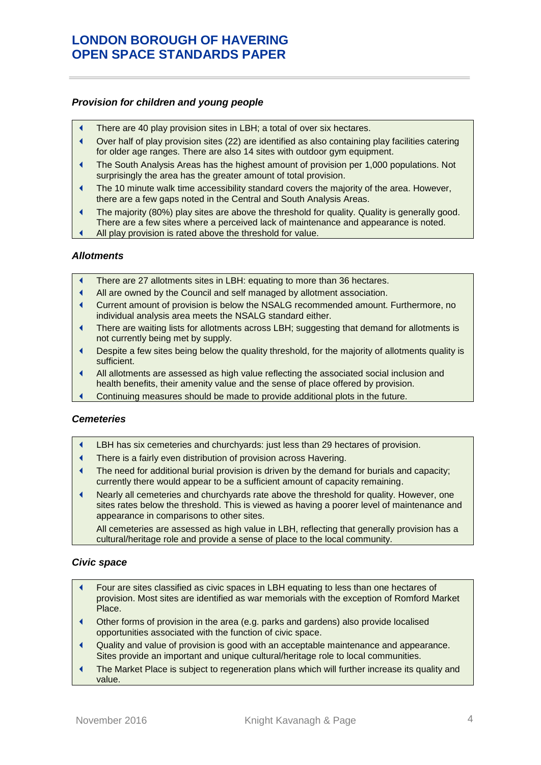### *Provision for children and young people*

- There are 40 play provision sites in LBH; a total of over six hectares.
- Over half of play provision sites (22) are identified as also containing play facilities catering for older age ranges. There are also 14 sites with outdoor gym equipment.
- The South Analysis Areas has the highest amount of provision per 1,000 populations. Not surprisingly the area has the greater amount of total provision.
- The 10 minute walk time accessibility standard covers the majority of the area. However, there are a few gaps noted in the Central and South Analysis Areas.
- The majority (80%) play sites are above the threshold for quality. Quality is generally good. There are a few sites where a perceived lack of maintenance and appearance is noted.
- All play provision is rated above the threshold for value.

### *Allotments*

- There are 27 allotments sites in LBH: equating to more than 36 hectares.
- All are owned by the Council and self managed by allotment association.
- Current amount of provision is below the NSALG recommended amount. Furthermore, no individual analysis area meets the NSALG standard either.
- There are waiting lists for allotments across LBH; suggesting that demand for allotments is not currently being met by supply.
- Despite a few sites being below the quality threshold, for the majority of allotments quality is sufficient.
- All allotments are assessed as high value reflecting the associated social inclusion and health benefits, their amenity value and the sense of place offered by provision.
- Continuing measures should be made to provide additional plots in the future.

### *Cemeteries*

- LBH has six cemeteries and churchyards: just less than 29 hectares of provision.
- There is a fairly even distribution of provision across Havering.
- The need for additional burial provision is driven by the demand for burials and capacity; currently there would appear to be a sufficient amount of capacity remaining.
- Nearly all cemeteries and churchyards rate above the threshold for quality. However, one sites rates below the threshold. This is viewed as having a poorer level of maintenance and appearance in comparisons to other sites.

  All cemeteries are assessed as high value in LBH, reflecting that generally provision has a cultural/heritage role and provide a sense of place to the local community.

### *Civic space*

- Four are sites classified as civic spaces in LBH equating to less than one hectares of provision. Most sites are identified as war memorials with the exception of Romford Market Place.
- Other forms of provision in the area (e.g. parks and gardens) also provide localised opportunities associated with the function of civic space.
- Quality and value of provision is good with an acceptable maintenance and appearance. Sites provide an important and unique cultural/heritage role to local communities.
- The Market Place is subject to regeneration plans which will further increase its quality and value.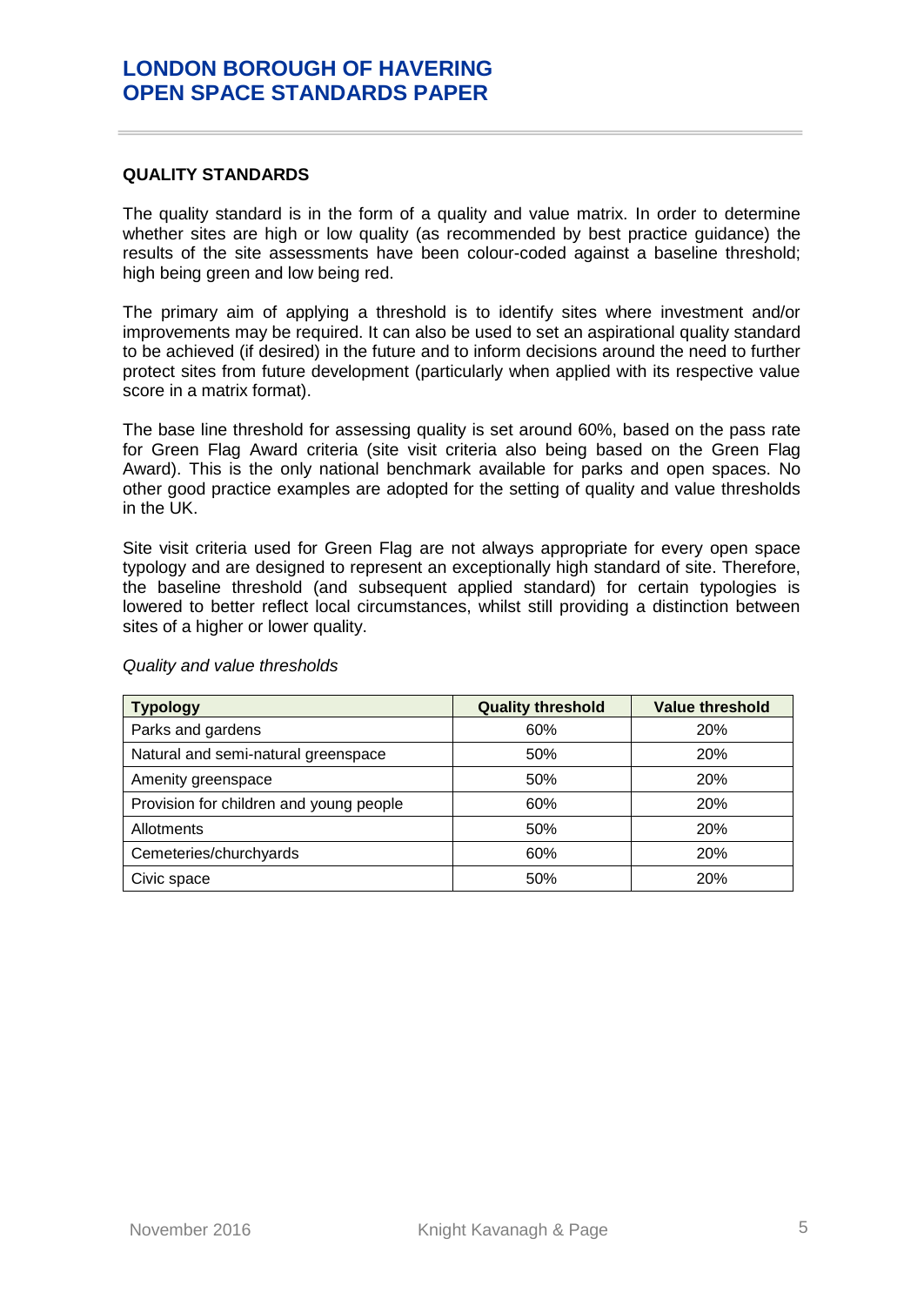## QUALITY STANDARDS

The quality standard is in the form of a quality and value matrix. In order to determine whether sites are high or low quality (as recommended by best practice guidance) the results of the site assessments have been colour-coded against a baseline threshold; high being green and low being red.

The primary aim of applying a threshold is to identify sites where investment and/or improvements may be required. It can also be used to set an aspirational quality standard to be achieved (if desired) in the future and to inform decisions around the need to further protect sites from future development (particularly when applied with its respective value score in a matrix format).

The base line threshold for assessing quality is set around 60%, based on the pass rate for Green Flag Award criteria (site visit criteria also being based on the Green Flag Award). This is the only national benchmark available for parks and open spaces. No other good practice examples are adopted for the setting of quality and value thresholds in the UK.

Site visit criteria used for Green Flag are not always appropriate for every open space typology and are designed to represent an exceptionally high standard of site. Therefore, the baseline threshold (and subsequent applied standard) for certain typologies is lowered to better reflect local circumstances, whilst still providing a distinction between sites of a higher or lower quality.

*Quality and value thresholds*

| Typology | Quality threshold | Value threshold |
| --- | --- | --- |
| Parks and gardens | 60% | 20% |
| Natural and semi-natural greenspace | 50% | 20% |
| Amenity greenspace | 50% | 20% |
| Provision for children and young people | 60% | 20% |
| Allotments | 50% | 20% |
| Cemeteries/churchyards | 60% | 20% |
| Civic space | 50% | 20% |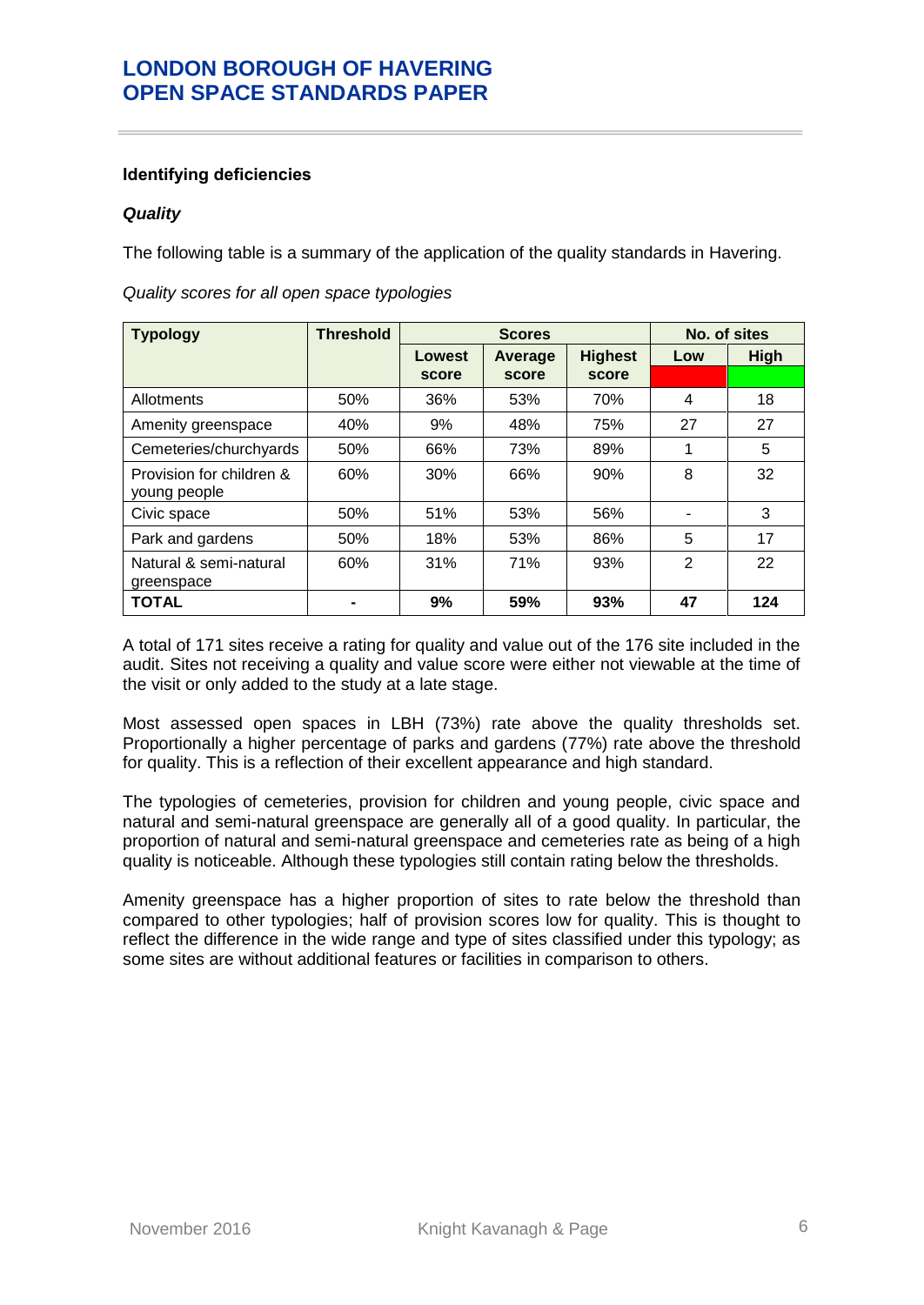### Identifying deficiencies

***Quality***

The following table is a summary of the application of the quality standards in Havering.

*Quality scores for all open space typologies*

| Typology | Threshold | Scores | | | No. of sites | |
|---|---|---|---|---|---|---|
| | | Lowest score | Average score | Highest score | Low | High |
| Allotments | 50% | 36% | 53% | 70% | 4 | 18 |
| Amenity greenspace | 40% | 9% | 48% | 75% | 27 | 27 |
| Cemeteries/churchyards | 50% | 66% | 73% | 89% | 1 | 5 |
| Provision for children & young people | 60% | 30% | 66% | 90% | 8 | 32 |
| Civic space | 50% | 51% | 53% | 56% | - | 3 |
| Park and gardens | 50% | 18% | 53% | 86% | 5 | 17 |
| Natural & semi-natural greenspace | 60% | 31% | 71% | 93% | 2 | 22 |
| **TOTAL** | **-** | **9%** | **59%** | **93%** | **47** | **124** |

A total of 171 sites receive a rating for quality and value out of the 176 site included in the audit. Sites not receiving a quality and value score were either not viewable at the time of the visit or only added to the study at a late stage.

Most assessed open spaces in LBH (73%) rate above the quality thresholds set. Proportionally a higher percentage of parks and gardens (77%) rate above the threshold for quality. This is a reflection of their excellent appearance and high standard.

The typologies of cemeteries, provision for children and young people, civic space and natural and semi-natural greenspace are generally all of a good quality. In particular, the proportion of natural and semi-natural greenspace and cemeteries rate as being of a high quality is noticeable. Although these typologies still contain rating below the thresholds.

Amenity greenspace has a higher proportion of sites to rate below the threshold than compared to other typologies; half of provision scores low for quality. This is thought to reflect the difference in the wide range and type of sites classified under this typology; as some sites are without additional features or facilities in comparison to others.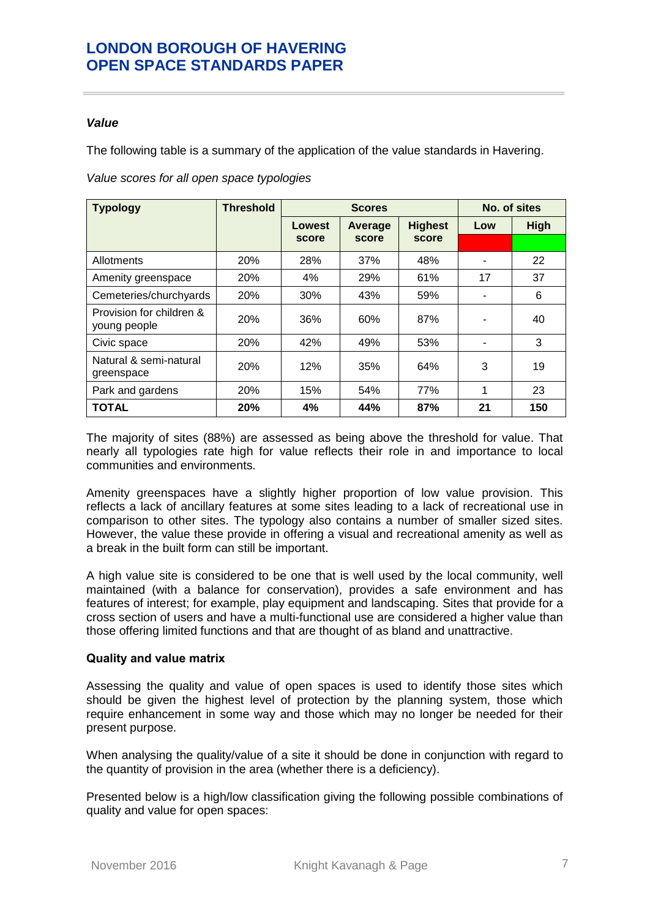### *Value*

The following table is a summary of the application of the value standards in Havering.

*Value scores for all open space typologies*

| Typology | Threshold | Scores | | | No. of sites | |
|---|---|---|---|---|---|---|
| | | Lowest score | Average score | Highest score | Low | High |
| Allotments | 20% | 28% | 37% | 48% | - | 22 |
| Amenity greenspace | 20% | 4% | 29% | 61% | 17 | 37 |
| Cemeteries/churchyards | 20% | 30% | 43% | 59% | - | 6 |
| Provision for children & young people | 20% | 36% | 60% | 87% | - | 40 |
| Civic space | 20% | 42% | 49% | 53% | - | 3 |
| Natural & semi-natural greenspace | 20% | 12% | 35% | 64% | 3 | 19 |
| Park and gardens | 20% | 15% | 54% | 77% | 1 | 23 |
| **TOTAL** | **20%** | **4%** | **44%** | **87%** | **21** | **150** |

The majority of sites (88%) are assessed as being above the threshold for value. That nearly all typologies rate high for value reflects their role in and importance to local communities and environments.

Amenity greenspaces have a slightly higher proportion of low value provision. This reflects a lack of ancillary features at some sites leading to a lack of recreational use in comparison to other sites. The typology also contains a number of smaller sized sites. However, the value these provide in offering a visual and recreational amenity as well as a break in the built form can still be important.

A high value site is considered to be one that is well used by the local community, well maintained (with a balance for conservation), provides a safe environment and has features of interest; for example, play equipment and landscaping. Sites that provide for a cross section of users and have a multi-functional use are considered a higher value than those offering limited functions and that are thought of as bland and unattractive.

**Quality and value matrix**

Assessing the quality and value of open spaces is used to identify those sites which should be given the highest level of protection by the planning system, those which require enhancement in some way and those which may no longer be needed for their present purpose.

When analysing the quality/value of a site it should be done in conjunction with regard to the quantity of provision in the area (whether there is a deficiency).

Presented below is a high/low classification giving the following possible combinations of quality and value for open spaces: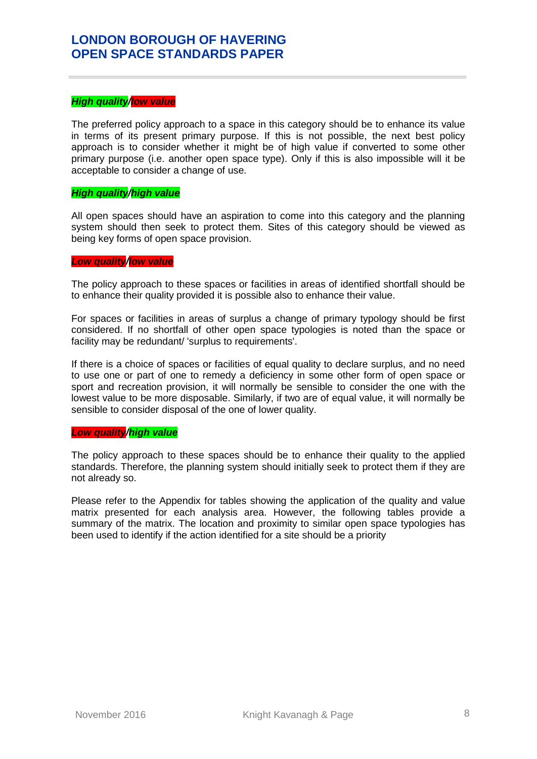***High quality/low value***

The preferred policy approach to a space in this category should be to enhance its value in terms of its present primary purpose. If this is not possible, the next best policy approach is to consider whether it might be of high value if converted to some other primary purpose (i.e. another open space type). Only if this is also impossible will it be acceptable to consider a change of use.

***High quality/high value***

All open spaces should have an aspiration to come into this category and the planning system should then seek to protect them. Sites of this category should be viewed as being key forms of open space provision.

***Low quality/low value***

The policy approach to these spaces or facilities in areas of identified shortfall should be to enhance their quality provided it is possible also to enhance their value.

For spaces or facilities in areas of surplus a change of primary typology should be first considered. If no shortfall of other open space typologies is noted than the space or facility may be redundant/ 'surplus to requirements'.

If there is a choice of spaces or facilities of equal quality to declare surplus, and no need to use one or part of one to remedy a deficiency in some other form of open space or sport and recreation provision, it will normally be sensible to consider the one with the lowest value to be more disposable. Similarly, if two are of equal value, it will normally be sensible to consider disposal of the one of lower quality.

***Low quality/high value***

The policy approach to these spaces should be to enhance their quality to the applied standards. Therefore, the planning system should initially seek to protect them if they are not already so.

Please refer to the Appendix for tables showing the application of the quality and value matrix presented for each analysis area. However, the following tables provide a summary of the matrix. The location and proximity to similar open space typologies has been used to identify if the action identified for a site should be a priority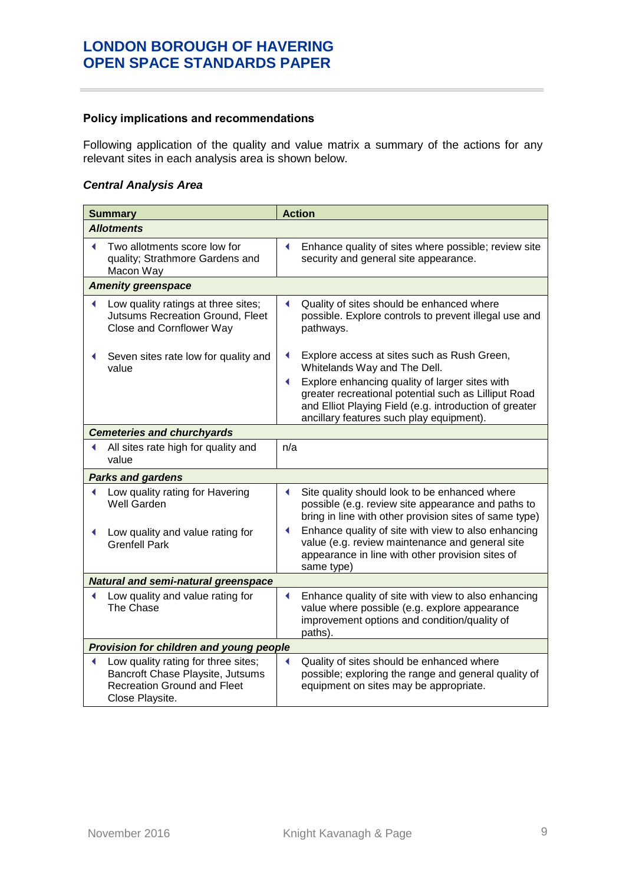### Policy implications and recommendations

Following application of the quality and value matrix a summary of the actions for any relevant sites in each analysis area is shown below.

#### *Central Analysis Area*

| Summary | Action |
|---|---|
| ***Allotments*** | |
| Two allotments score low for quality; Strathmore Gardens and Macon Way | Enhance quality of sites where possible; review site security and general site appearance. |
| ***Amenity greenspace*** | |
| Low quality ratings at three sites; Jutsums Recreation Ground, Fleet Close and Cornflower Way | Quality of sites should be enhanced where possible. Explore controls to prevent illegal use and pathways. |
| Seven sites rate low for quality and value | Explore access at sites such as Rush Green, Whitelands Way and The Dell.<br>Explore enhancing quality of larger sites with greater recreational potential such as Lilliput Road and Elliot Playing Field (e.g. introduction of greater ancillary features such play equipment). |
| ***Cemeteries and churchyards*** | |
| All sites rate high for quality and value | n/a |
| ***Parks and gardens*** | |
| Low quality rating for Havering Well Garden | Site quality should look to be enhanced where possible (e.g. review site appearance and paths to bring in line with other provision sites of same type) |
| Low quality and value rating for Grenfell Park | Enhance quality of site with view to also enhancing value (e.g. review maintenance and general site appearance in line with other provision sites of same type) |
| ***Natural and semi-natural greenspace*** | |
| Low quality and value rating for The Chase | Enhance quality of site with view to also enhancing value where possible (e.g. explore appearance improvement options and condition/quality of paths). |
| ***Provision for children and young people*** | |
| Low quality rating for three sites; Bancroft Chase Playsite, Jutsums Recreation Ground and Fleet Close Playsite. | Quality of sites should be enhanced where possible; exploring the range and general quality of equipment on sites may be appropriate. |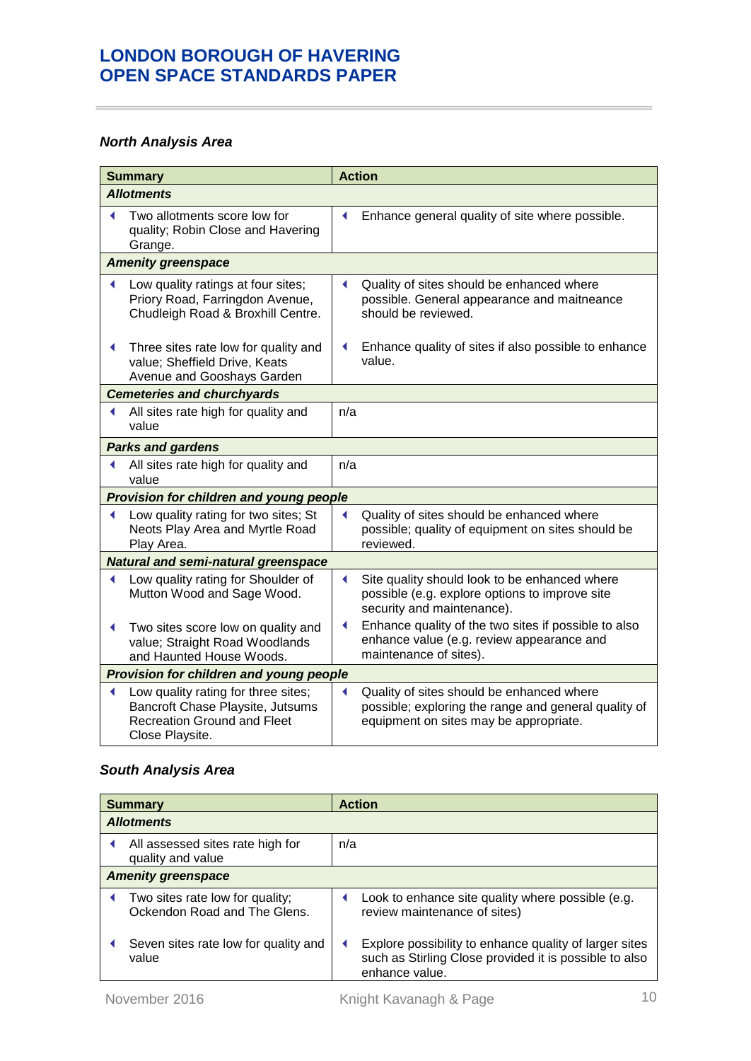### North Analysis Area

| Summary | Action |
|---|---|
| ***Allotments*** | |
| - Two allotments score low for quality; Robin Close and Havering Grange. | - Enhance general quality of site where possible. |
| ***Amenity greenspace*** | |
| - Low quality ratings at four sites; Priory Road, Farringdon Avenue, Chudleigh Road & Broxhill Centre.<br><br>- Three sites rate low for quality and value; Sheffield Drive, Keats Avenue and Gooshays Garden | - Quality of sites should be enhanced where possible. General appearance and maitneance should be reviewed.<br><br>- Enhance quality of sites if also possible to enhance value. |
| ***Cemeteries and churchyards*** | |
| - All sites rate high for quality and value | n/a |
| ***Parks and gardens*** | |
| - All sites rate high for quality and value | n/a |
| ***Provision for children and young people*** | |
| - Low quality rating for two sites; St Neots Play Area and Myrtle Road Play Area. | - Quality of sites should be enhanced where possible; quality of equipment on sites should be reviewed. |
| ***Natural and semi-natural greenspace*** | |
| - Low quality rating for Shoulder of Mutton Wood and Sage Wood.<br><br>- Two sites score low on quality and value; Straight Road Woodlands and Haunted House Woods. | - Site quality should look to be enhanced where possible (e.g. explore options to improve site security and maintenance).<br><br>- Enhance quality of the two sites if possible to also enhance value (e.g. review appearance and maintenance of sites). |
| ***Provision for children and young people*** | |
| - Low quality rating for three sites; Bancroft Chase Playsite, Jutsums Recreation Ground and Fleet Close Playsite. | - Quality of sites should be enhanced where possible; exploring the range and general quality of equipment on sites may be appropriate. |

### South Analysis Area

| Summary | Action |
|---|---|
| ***Allotments*** | |
| - All assessed sites rate high for quality and value | n/a |
| ***Amenity greenspace*** | |
| - Two sites rate low for quality; Ockendon Road and The Glens.<br><br>- Seven sites rate low for quality and value | - Look to enhance site quality where possible (e.g. review maintenance of sites)<br><br>- Explore possibility to enhance quality of larger sites such as Stirling Close provided it is possible to also enhance value. |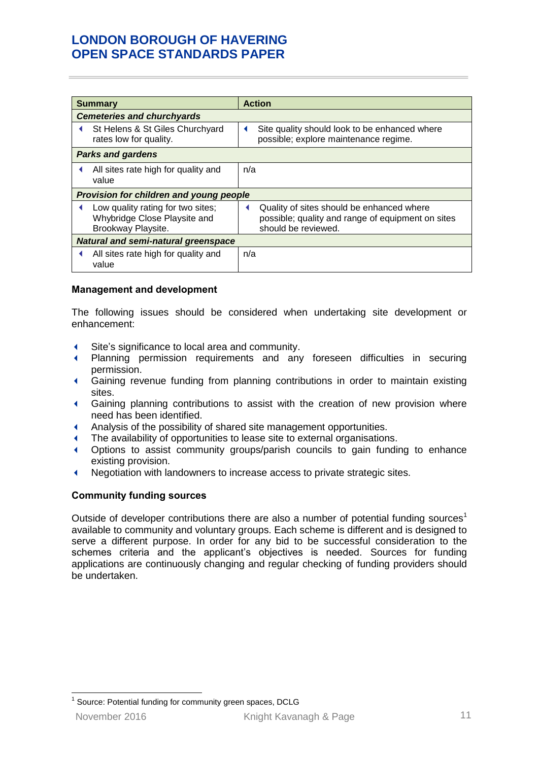| Summary | Action |
|---|---|
| ***Cemeteries and churchyards*** | |
| St Helens & St Giles Churchyard rates low for quality. | Site quality should look to be enhanced where possible; explore maintenance regime. |
| ***Parks and gardens*** | |
| All sites rate high for quality and value | n/a |
| ***Provision for children and young people*** | |
| Low quality rating for two sites; Whybridge Close Playsite and Brookway Playsite. | Quality of sites should be enhanced where possible; quality and range of equipment on sites should be reviewed. |
| ***Natural and semi-natural greenspace*** | |
| All sites rate high for quality and value | n/a |

**Management and development**

The following issues should be considered when undertaking site development or enhancement:

- Site's significance to local area and community.
- Planning permission requirements and any foreseen difficulties in securing permission.
- Gaining revenue funding from planning contributions in order to maintain existing sites.
- Gaining planning contributions to assist with the creation of new provision where need has been identified.
- Analysis of the possibility of shared site management opportunities.
- The availability of opportunities to lease site to external organisations.
- Options to assist community groups/parish councils to gain funding to enhance existing provision.
- Negotiation with landowners to increase access to private strategic sites.

**Community funding sources**

Outside of developer contributions there are also a number of potential funding sources[1] available to community and voluntary groups. Each scheme is different and is designed to serve a different purpose. In order for any bid to be successful consideration to the schemes criteria and the applicant's objectives is needed. Sources for funding applications are continuously changing and regular checking of funding providers should be undertaken.

[1] Source: Potential funding for community green spaces, DCLG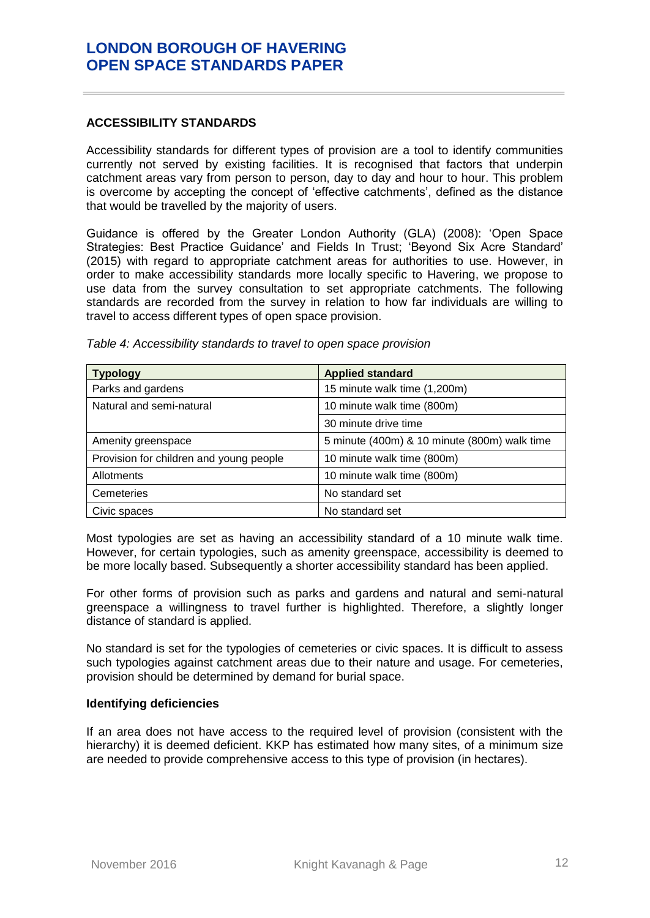## ACCESSIBILITY STANDARDS

Accessibility standards for different types of provision are a tool to identify communities currently not served by existing facilities. It is recognised that factors that underpin catchment areas vary from person to person, day to day and hour to hour. This problem is overcome by accepting the concept of 'effective catchments', defined as the distance that would be travelled by the majority of users.

Guidance is offered by the Greater London Authority (GLA) (2008): 'Open Space Strategies: Best Practice Guidance' and Fields In Trust; 'Beyond Six Acre Standard' (2015) with regard to appropriate catchment areas for authorities to use. However, in order to make accessibility standards more locally specific to Havering, we propose to use data from the survey consultation to set appropriate catchments. The following standards are recorded from the survey in relation to how far individuals are willing to travel to access different types of open space provision.

*Table 4: Accessibility standards to travel to open space provision*

| Typology | Applied standard |
|---|---|
| Parks and gardens | 15 minute walk time (1,200m) |
| Natural and semi-natural | 10 minute walk time (800m) |
| | 30 minute drive time |
| Amenity greenspace | 5 minute (400m) & 10 minute (800m) walk time |
| Provision for children and young people | 10 minute walk time (800m) |
| Allotments | 10 minute walk time (800m) |
| Cemeteries | No standard set |
| Civic spaces | No standard set |

Most typologies are set as having an accessibility standard of a 10 minute walk time. However, for certain typologies, such as amenity greenspace, accessibility is deemed to be more locally based. Subsequently a shorter accessibility standard has been applied.

For other forms of provision such as parks and gardens and natural and semi-natural greenspace a willingness to travel further is highlighted. Therefore, a slightly longer distance of standard is applied.

No standard is set for the typologies of cemeteries or civic spaces. It is difficult to assess such typologies against catchment areas due to their nature and usage. For cemeteries, provision should be determined by demand for burial space.

### Identifying deficiencies

If an area does not have access to the required level of provision (consistent with the hierarchy) it is deemed deficient. KKP has estimated how many sites, of a minimum size are needed to provide comprehensive access to this type of provision (in hectares).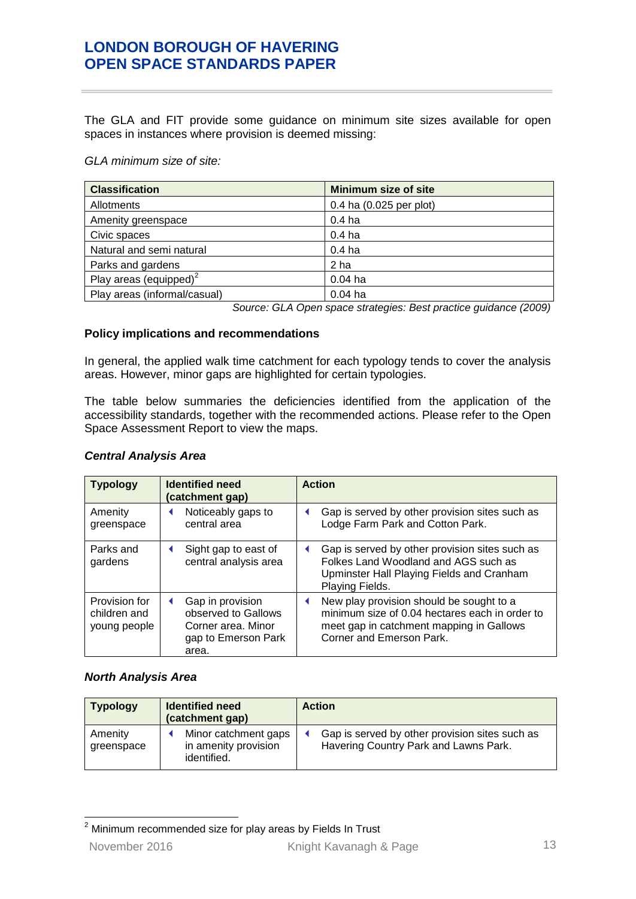The GLA and FIT provide some guidance on minimum site sizes available for open spaces in instances where provision is deemed missing:

*GLA minimum size of site:*

| Classification | Minimum size of site |
| --- | --- |
| Allotments | 0.4 ha (0.025 per plot) |
| Amenity greenspace | 0.4 ha |
| Civic spaces | 0.4 ha |
| Natural and semi natural | 0.4 ha |
| Parks and gardens | 2 ha |
| Play areas (equipped)[2] | 0.04 ha |
| Play areas (informal/casual) | 0.04 ha |

*Source: GLA Open space strategies: Best practice guidance (2009)*

**Policy implications and recommendations**

In general, the applied walk time catchment for each typology tends to cover the analysis areas. However, minor gaps are highlighted for certain typologies.

The table below summaries the deficiencies identified from the application of the accessibility standards, together with the recommended actions. Please refer to the Open Space Assessment Report to view the maps.

***Central Analysis Area***

| Typology | Identified need (catchment gap) | Action |
| --- | --- | --- |
| Amenity greenspace | Noticeably gaps to central area | Gap is served by other provision sites such as Lodge Farm Park and Cotton Park. |
| Parks and gardens | Sight gap to east of central analysis area | Gap is served by other provision sites such as Folkes Land Woodland and AGS such as Upminster Hall Playing Fields and Cranham Playing Fields. |
| Provision for children and young people | Gap in provision observed to Gallows Corner area. Minor gap to Emerson Park area. | New play provision should be sought to a minimum size of 0.04 hectares each in order to meet gap in catchment mapping in Gallows Corner and Emerson Park. |

***North Analysis Area***

| Typology | Identified need (catchment gap) | Action |
| --- | --- | --- |
| Amenity greenspace | Minor catchment gaps in amenity provision identified. | Gap is served by other provision sites such as Havering Country Park and Lawns Park. |

[2] Minimum recommended size for play areas by Fields In Trust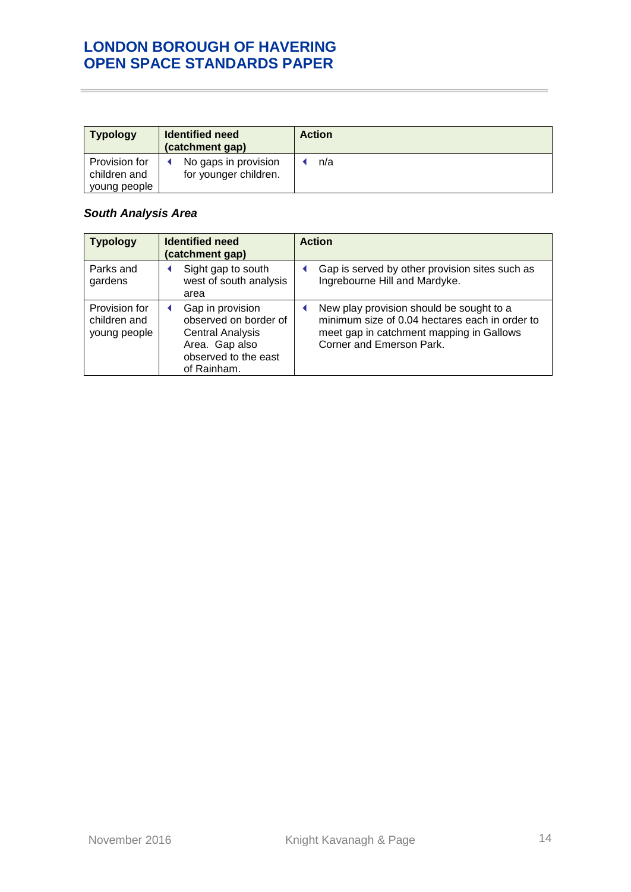| Typology | Identified need (catchment gap) | Action |
|---|---|---|
| Provision for children and young people | No gaps in provision for younger children. | n/a |

*South Analysis Area*

| Typology | Identified need (catchment gap) | Action |
|---|---|---|
| Parks and gardens | Sight gap to south west of south analysis area | Gap is served by other provision sites such as Ingrebourne Hill and Mardyke. |
| Provision for children and young people | Gap in provision observed on border of Central Analysis Area. Gap also observed to the east of Rainham. | New play provision should be sought to a minimum size of 0.04 hectares each in order to meet gap in catchment mapping in Gallows Corner and Emerson Park. |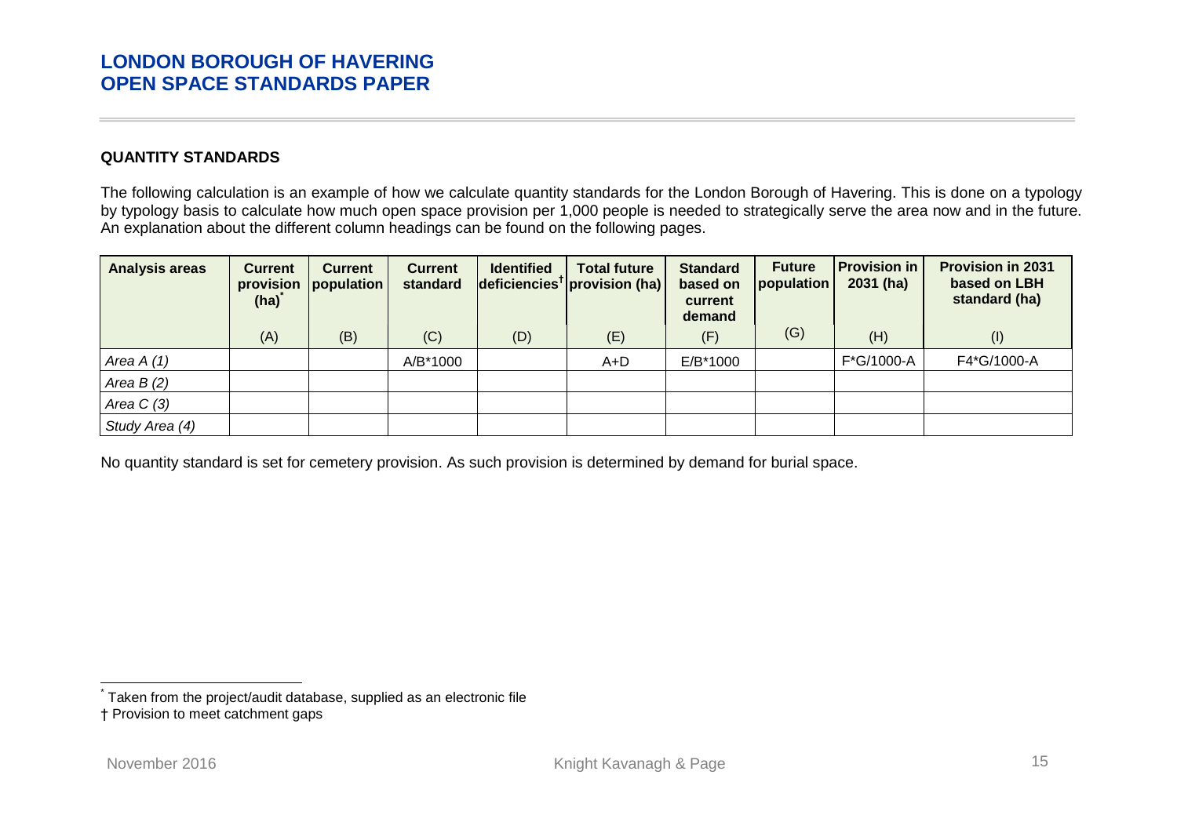## QUANTITY STANDARDS

The following calculation is an example of how we calculate quantity standards for the London Borough of Havering. This is done on a typology by typology basis to calculate how much open space provision per 1,000 people is needed to strategically serve the area now and in the future. An explanation about the different column headings can be found on the following pages.

| Analysis areas | Current provision (ha)[*] | Current population | Current standard | Identified deficiencies[†] | Total future provision (ha) | Standard based on current demand | Future population | Provision in 2031 (ha) | Provision in 2031 based on LBH standard (ha) |
|---|---|---|---|---|---|---|---|---|---|
| | (A) | (B) | (C) | (D) | (E) | (F) | (G) | (H) | (I) |
| *Area A (1)* | | | A/B*1000 | | A+D | E/B*1000 | | F*G/1000-A | F4*G/1000-A |
| *Area B (2)* | | | | | | | | | |
| *Area C (3)* | | | | | | | | | |
| *Study Area (4)* | | | | | | | | | |

No quantity standard is set for cemetery provision. As such provision is determined by demand for burial space.

[*] Taken from the project/audit database, supplied as an electronic file

† Provision to meet catchment gaps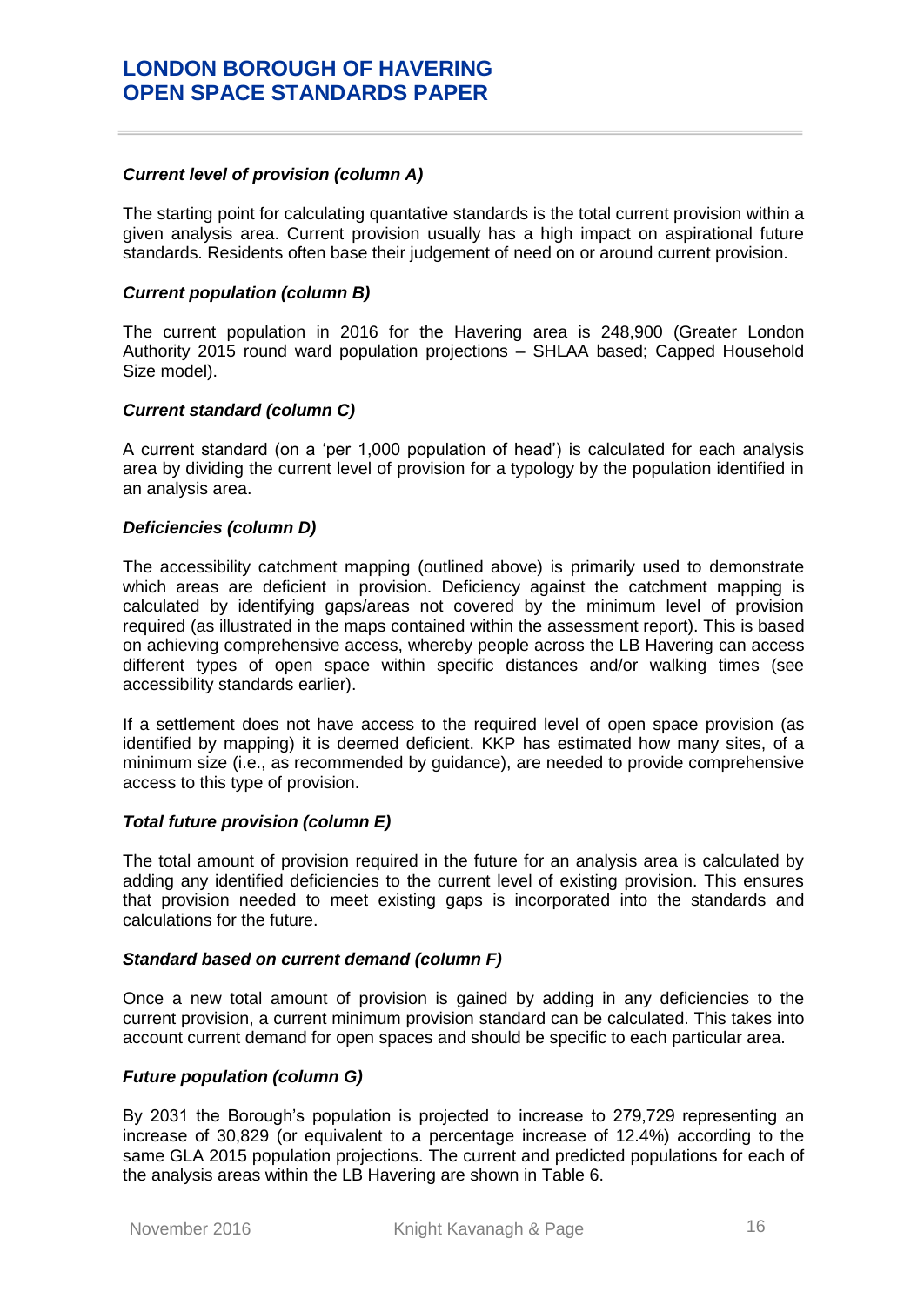### *Current level of provision (column A)*

The starting point for calculating quantative standards is the total current provision within a given analysis area. Current provision usually has a high impact on aspirational future standards. Residents often base their judgement of need on or around current provision.

### *Current population (column B)*

The current population in 2016 for the Havering area is 248,900 (Greater London Authority 2015 round ward population projections – SHLAA based; Capped Household Size model).

### *Current standard (column C)*

A current standard (on a 'per 1,000 population of head') is calculated for each analysis area by dividing the current level of provision for a typology by the population identified in an analysis area.

### *Deficiencies (column D)*

The accessibility catchment mapping (outlined above) is primarily used to demonstrate which areas are deficient in provision. Deficiency against the catchment mapping is calculated by identifying gaps/areas not covered by the minimum level of provision required (as illustrated in the maps contained within the assessment report). This is based on achieving comprehensive access, whereby people across the LB Havering can access different types of open space within specific distances and/or walking times (see accessibility standards earlier).

If a settlement does not have access to the required level of open space provision (as identified by mapping) it is deemed deficient. KKP has estimated how many sites, of a minimum size (i.e., as recommended by guidance), are needed to provide comprehensive access to this type of provision.

### *Total future provision (column E)*

The total amount of provision required in the future for an analysis area is calculated by adding any identified deficiencies to the current level of existing provision. This ensures that provision needed to meet existing gaps is incorporated into the standards and calculations for the future.

### *Standard based on current demand (column F)*

Once a new total amount of provision is gained by adding in any deficiencies to the current provision, a current minimum provision standard can be calculated. This takes into account current demand for open spaces and should be specific to each particular area.

### *Future population (column G)*

By 2031 the Borough's population is projected to increase to 279,729 representing an increase of 30,829 (or equivalent to a percentage increase of 12.4%) according to the same GLA 2015 population projections. The current and predicted populations for each of the analysis areas within the LB Havering are shown in Table 6.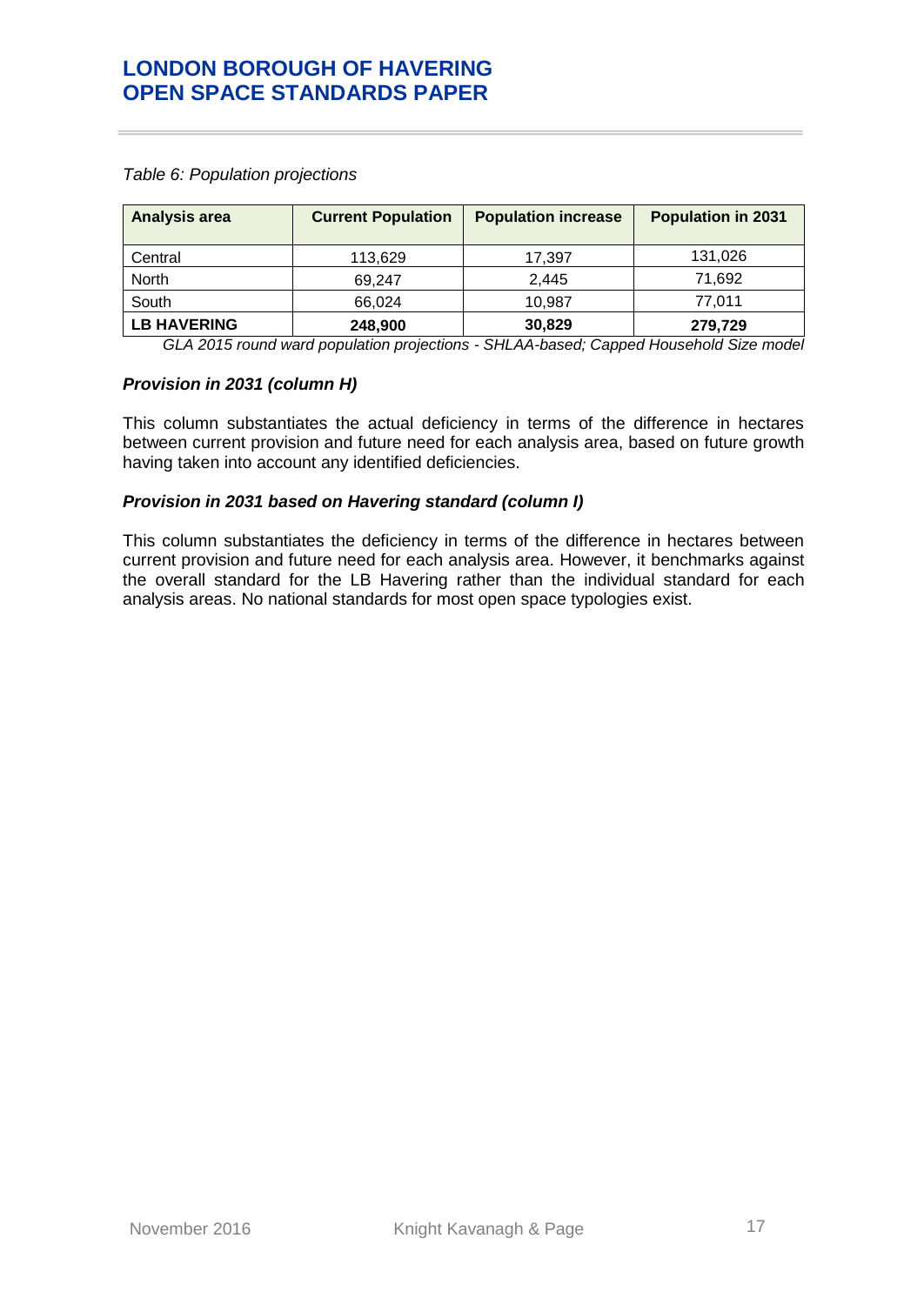*Table 6: Population projections*

| Analysis area | Current Population | Population increase | Population in 2031 |
|---|---|---|---|
| Central | 113,629 | 17,397 | 131,026 |
| North | 69,247 | 2,445 | 71,692 |
| South | 66,024 | 10,987 | 77,011 |
| **LB HAVERING** | **248,900** | **30,829** | **279,729** |

*GLA 2015 round ward population projections - SHLAA-based; Capped Household Size model*

***Provision in 2031 (column H)***

This column substantiates the actual deficiency in terms of the difference in hectares between current provision and future need for each analysis area, based on future growth having taken into account any identified deficiencies.

***Provision in 2031 based on Havering standard (column I)***

This column substantiates the deficiency in terms of the difference in hectares between current provision and future need for each analysis area. However, it benchmarks against the overall standard for the LB Havering rather than the individual standard for each analysis areas. No national standards for most open space typologies exist.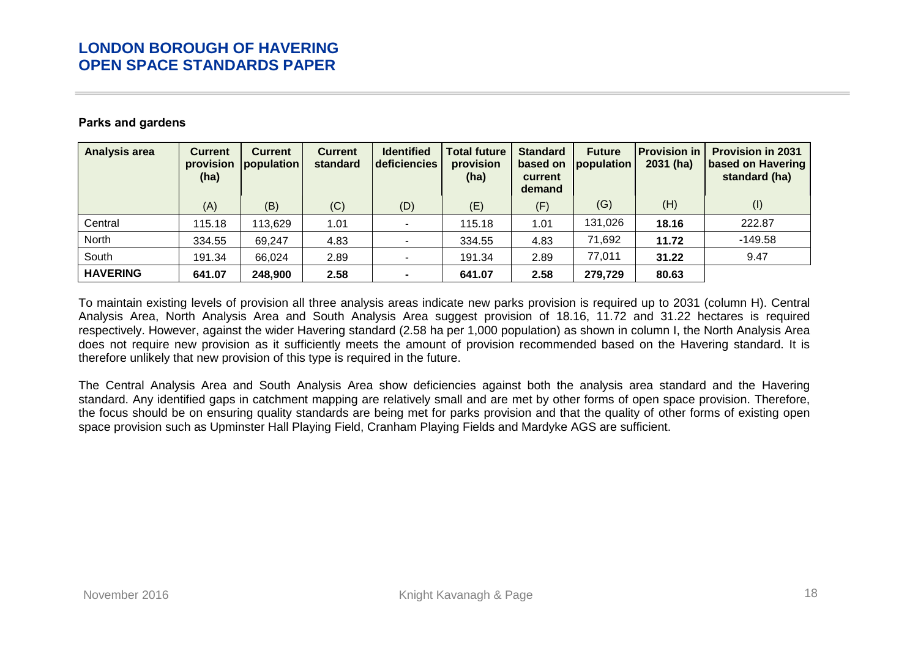### Parks and gardens

| Analysis area | Current provision (ha) | Current population | Current standard | Identified deficiencies | Total future provision (ha) | Standard based on current demand | Future population | Provision in 2031 (ha) | Provision in 2031 based on Havering standard (ha) |
|---|---|---|---|---|---|---|---|---|---|
| | (A) | (B) | (C) | (D) | (E) | (F) | (G) | (H) | (I) |
| Central | 115.18 | 113,629 | 1.01 | - | 115.18 | 1.01 | 131,026 | **18.16** | 222.87 |
| North | 334.55 | 69,247 | 4.83 | - | 334.55 | 4.83 | 71,692 | **11.72** | -149.58 |
| South | 191.34 | 66,024 | 2.89 | - | 191.34 | 2.89 | 77,011 | **31.22** | 9.47 |
| **HAVERING** | **641.07** | **248,900** | **2.58** | **-** | **641.07** | **2.58** | **279,729** | **80.63** | |

To maintain existing levels of provision all three analysis areas indicate new parks provision is required up to 2031 (column H). Central Analysis Area, North Analysis Area and South Analysis Area suggest provision of 18.16, 11.72 and 31.22 hectares is required respectively. However, against the wider Havering standard (2.58 ha per 1,000 population) as shown in column I, the North Analysis Area does not require new provision as it sufficiently meets the amount of provision recommended based on the Havering standard. It is therefore unlikely that new provision of this type is required in the future.

The Central Analysis Area and South Analysis Area show deficiencies against both the analysis area standard and the Havering standard. Any identified gaps in catchment mapping are relatively small and are met by other forms of open space provision. Therefore, the focus should be on ensuring quality standards are being met for parks provision and that the quality of other forms of existing open space provision such as Upminster Hall Playing Field, Cranham Playing Fields and Mardyke AGS are sufficient.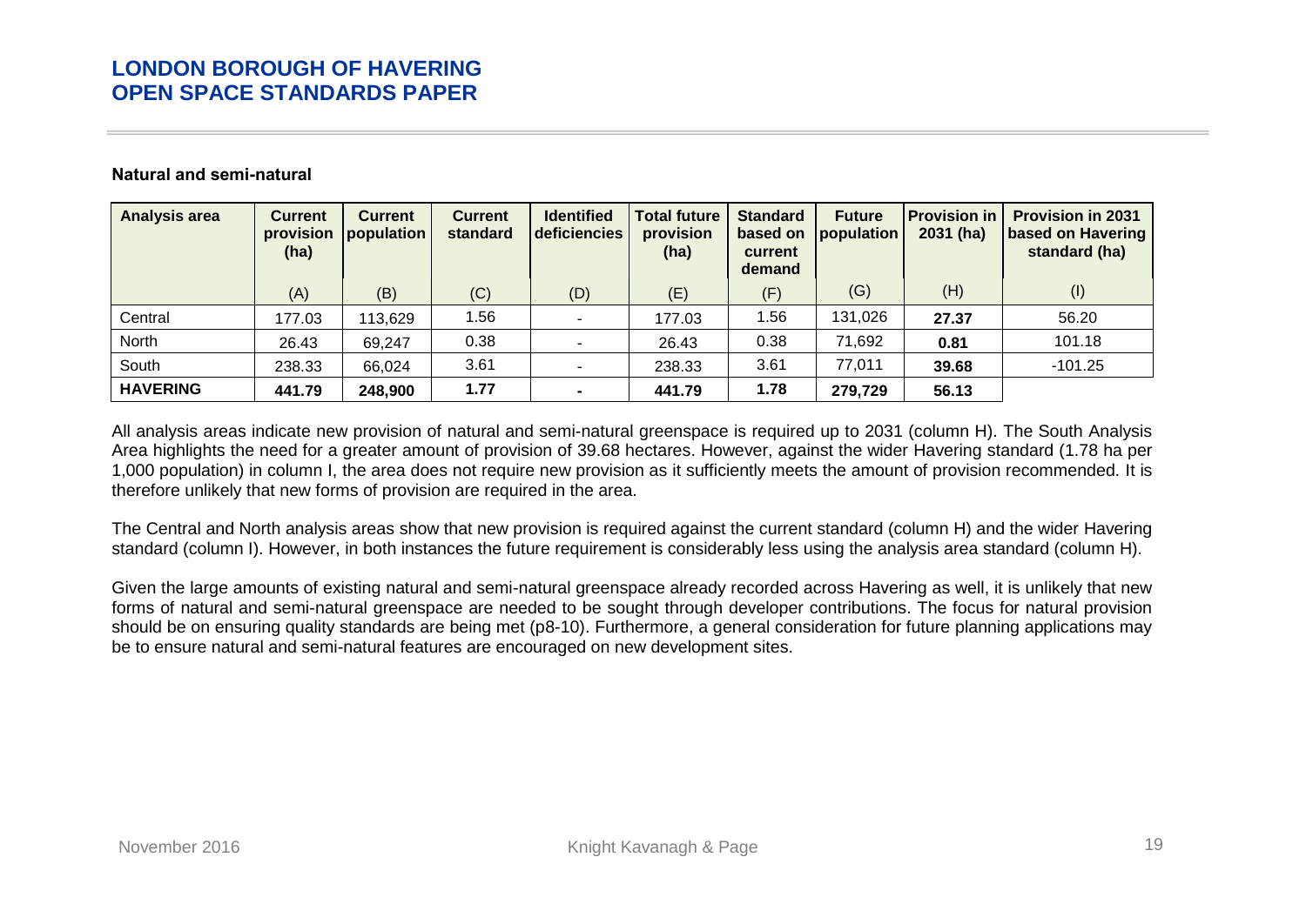### Natural and semi-natural

| Analysis area | Current provision (ha) | Current population | Current standard | Identified deficiencies | Total future provision (ha) | Standard based on current demand | Future population | Provision in 2031 (ha) | Provision in 2031 based on Havering standard (ha) |
|---|---|---|---|---|---|---|---|---|---|
| | (A) | (B) | (C) | (D) | (E) | (F) | (G) | (H) | (I) |
| Central | 177.03 | 113,629 | 1.56 | - | 177.03 | 1.56 | 131,026 | **27.37** | 56.20 |
| North | 26.43 | 69,247 | 0.38 | - | 26.43 | 0.38 | 71,692 | **0.81** | 101.18 |
| South | 238.33 | 66,024 | 3.61 | - | 238.33 | 3.61 | 77,011 | **39.68** | -101.25 |
| **HAVERING** | **441.79** | **248,900** | **1.77** | **-** | **441.79** | **1.78** | **279,729** | **56.13** | |

All analysis areas indicate new provision of natural and semi-natural greenspace is required up to 2031 (column H). The South Analysis Area highlights the need for a greater amount of provision of 39.68 hectares. However, against the wider Havering standard (1.78 ha per 1,000 population) in column I, the area does not require new provision as it sufficiently meets the amount of provision recommended. It is therefore unlikely that new forms of provision are required in the area.

The Central and North analysis areas show that new provision is required against the current standard (column H) and the wider Havering standard (column I). However, in both instances the future requirement is considerably less using the analysis area standard (column H).

Given the large amounts of existing natural and semi-natural greenspace already recorded across Havering as well, it is unlikely that new forms of natural and semi-natural greenspace are needed to be sought through developer contributions. The focus for natural provision should be on ensuring quality standards are being met (p8-10). Furthermore, a general consideration for future planning applications may be to ensure natural and semi-natural features are encouraged on new development sites.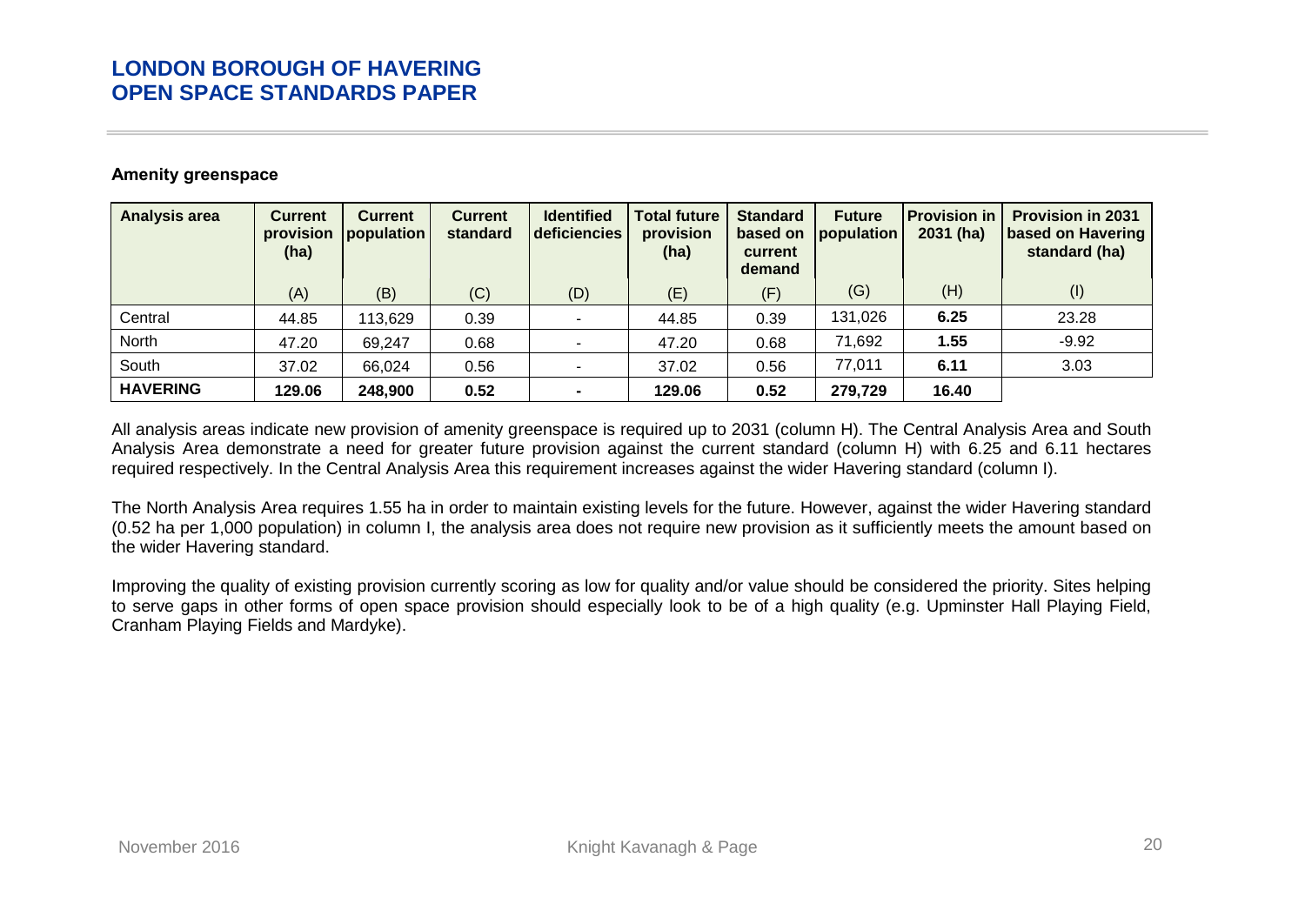#### Amenity greenspace

| Analysis area | Current provision (ha) | Current population | Current standard | Identified deficiencies | Total future provision (ha) | Standard based on current demand | Future population | Provision in 2031 (ha) | Provision in 2031 based on Havering standard (ha) |
|---|---|---|---|---|---|---|---|---|---|
| | (A) | (B) | (C) | (D) | (E) | (F) | (G) | (H) | (I) |
| Central | 44.85 | 113,629 | 0.39 | - | 44.85 | 0.39 | 131,026 | **6.25** | 23.28 |
| North | 47.20 | 69,247 | 0.68 | - | 47.20 | 0.68 | 71,692 | **1.55** | -9.92 |
| South | 37.02 | 66,024 | 0.56 | - | 37.02 | 0.56 | 77,011 | **6.11** | 3.03 |
| **HAVERING** | **129.06** | **248,900** | **0.52** | **-** | **129.06** | **0.52** | **279,729** | **16.40** | |

All analysis areas indicate new provision of amenity greenspace is required up to 2031 (column H). The Central Analysis Area and South Analysis Area demonstrate a need for greater future provision against the current standard (column H) with 6.25 and 6.11 hectares required respectively. In the Central Analysis Area this requirement increases against the wider Havering standard (column I).

The North Analysis Area requires 1.55 ha in order to maintain existing levels for the future. However, against the wider Havering standard (0.52 ha per 1,000 population) in column I, the analysis area does not require new provision as it sufficiently meets the amount based on the wider Havering standard.

Improving the quality of existing provision currently scoring as low for quality and/or value should be considered the priority. Sites helping to serve gaps in other forms of open space provision should especially look to be of a high quality (e.g. Upminster Hall Playing Field, Cranham Playing Fields and Mardyke).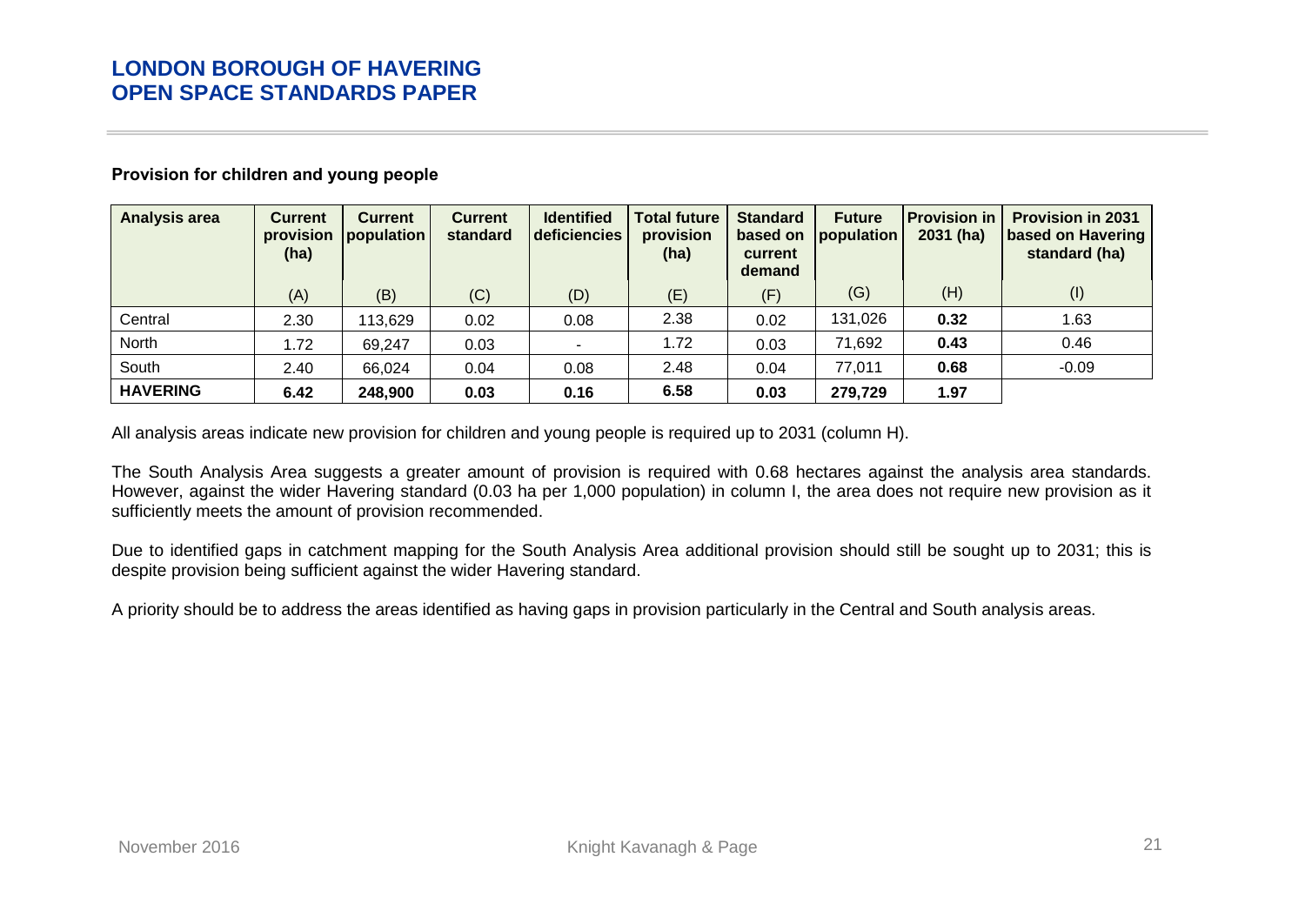**Provision for children and young people**

| Analysis area | Current provision (ha) | Current population | Current standard | Identified deficiencies | Total future provision (ha) | Standard based on current demand | Future population | Provision in 2031 (ha) | Provision in 2031 based on Havering standard (ha) |
|---|---|---|---|---|---|---|---|---|---|
| | (A) | (B) | (C) | (D) | (E) | (F) | (G) | (H) | (I) |
| Central | 2.30 | 113,629 | 0.02 | 0.08 | 2.38 | 0.02 | 131,026 | **0.32** | 1.63 |
| North | 1.72 | 69,247 | 0.03 | - | 1.72 | 0.03 | 71,692 | **0.43** | 0.46 |
| South | 2.40 | 66,024 | 0.04 | 0.08 | 2.48 | 0.04 | 77,011 | **0.68** | -0.09 |
| **HAVERING** | **6.42** | **248,900** | **0.03** | **0.16** | **6.58** | **0.03** | **279,729** | **1.97** | |

All analysis areas indicate new provision for children and young people is required up to 2031 (column H).

The South Analysis Area suggests a greater amount of provision is required with 0.68 hectares against the analysis area standards. However, against the wider Havering standard (0.03 ha per 1,000 population) in column I, the area does not require new provision as it sufficiently meets the amount of provision recommended.

Due to identified gaps in catchment mapping for the South Analysis Area additional provision should still be sought up to 2031; this is despite provision being sufficient against the wider Havering standard.

A priority should be to address the areas identified as having gaps in provision particularly in the Central and South analysis areas.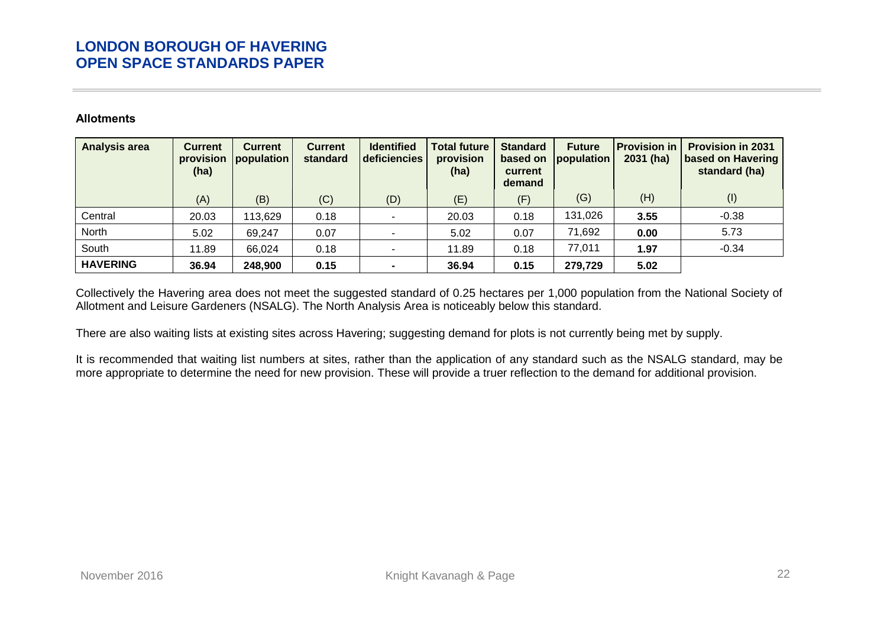#### Allotments

| Analysis area | Current provision (ha) | Current population | Current standard | Identified deficiencies | Total future provision (ha) | Standard based on current demand | Future population | Provision in 2031 (ha) | Provision in 2031 based on Havering standard (ha) |
|---|---|---|---|---|---|---|---|---|---|
| | (A) | (B) | (C) | (D) | (E) | (F) | (G) | (H) | (I) |
| Central | 20.03 | 113,629 | 0.18 | - | 20.03 | 0.18 | 131,026 | **3.55** | -0.38 |
| North | 5.02 | 69,247 | 0.07 | - | 5.02 | 0.07 | 71,692 | **0.00** | 5.73 |
| South | 11.89 | 66,024 | 0.18 | - | 11.89 | 0.18 | 77,011 | **1.97** | -0.34 |
| **HAVERING** | **36.94** | **248,900** | **0.15** | **-** | **36.94** | **0.15** | **279,729** | **5.02** | |

Collectively the Havering area does not meet the suggested standard of 0.25 hectares per 1,000 population from the National Society of Allotment and Leisure Gardeners (NSALG). The North Analysis Area is noticeably below this standard.

There are also waiting lists at existing sites across Havering; suggesting demand for plots is not currently being met by supply.

It is recommended that waiting list numbers at sites, rather than the application of any standard such as the NSALG standard, may be more appropriate to determine the need for new provision. These will provide a truer reflection to the demand for additional provision.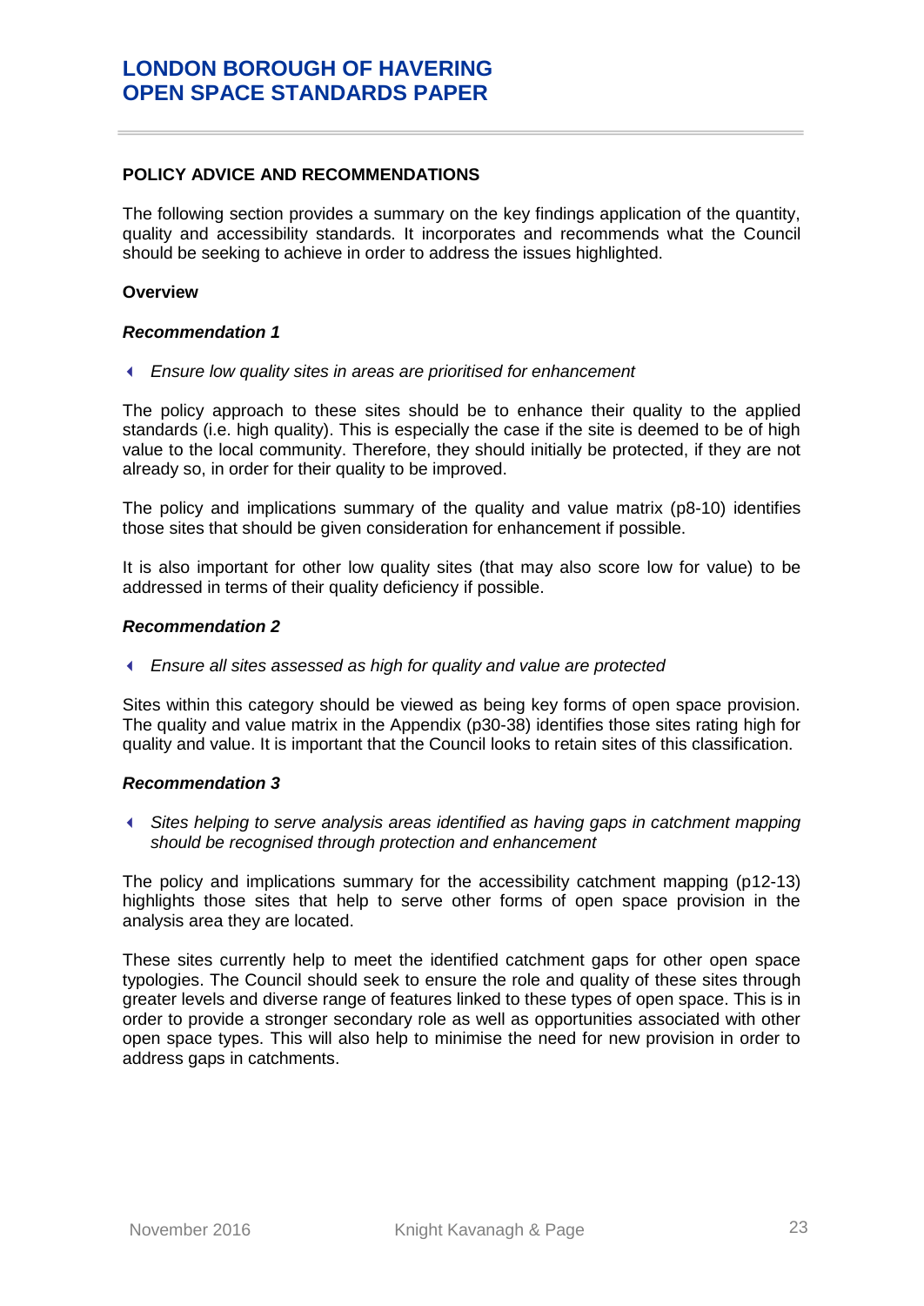## POLICY ADVICE AND RECOMMENDATIONS

The following section provides a summary on the key findings application of the quantity, quality and accessibility standards. It incorporates and recommends what the Council should be seeking to achieve in order to address the issues highlighted.

### Overview

#### *Recommendation 1*

- *Ensure low quality sites in areas are prioritised for enhancement*

The policy approach to these sites should be to enhance their quality to the applied standards (i.e. high quality). This is especially the case if the site is deemed to be of high value to the local community. Therefore, they should initially be protected, if they are not already so, in order for their quality to be improved.

The policy and implications summary of the quality and value matrix (p8-10) identifies those sites that should be given consideration for enhancement if possible.

It is also important for other low quality sites (that may also score low for value) to be addressed in terms of their quality deficiency if possible.

#### *Recommendation 2*

- *Ensure all sites assessed as high for quality and value are protected*

Sites within this category should be viewed as being key forms of open space provision. The quality and value matrix in the Appendix (p30-38) identifies those sites rating high for quality and value. It is important that the Council looks to retain sites of this classification.

#### *Recommendation 3*

- *Sites helping to serve analysis areas identified as having gaps in catchment mapping should be recognised through protection and enhancement*

The policy and implications summary for the accessibility catchment mapping (p12-13) highlights those sites that help to serve other forms of open space provision in the analysis area they are located.

These sites currently help to meet the identified catchment gaps for other open space typologies. The Council should seek to ensure the role and quality of these sites through greater levels and diverse range of features linked to these types of open space. This is in order to provide a stronger secondary role as well as opportunities associated with other open space types. This will also help to minimise the need for new provision in order to address gaps in catchments.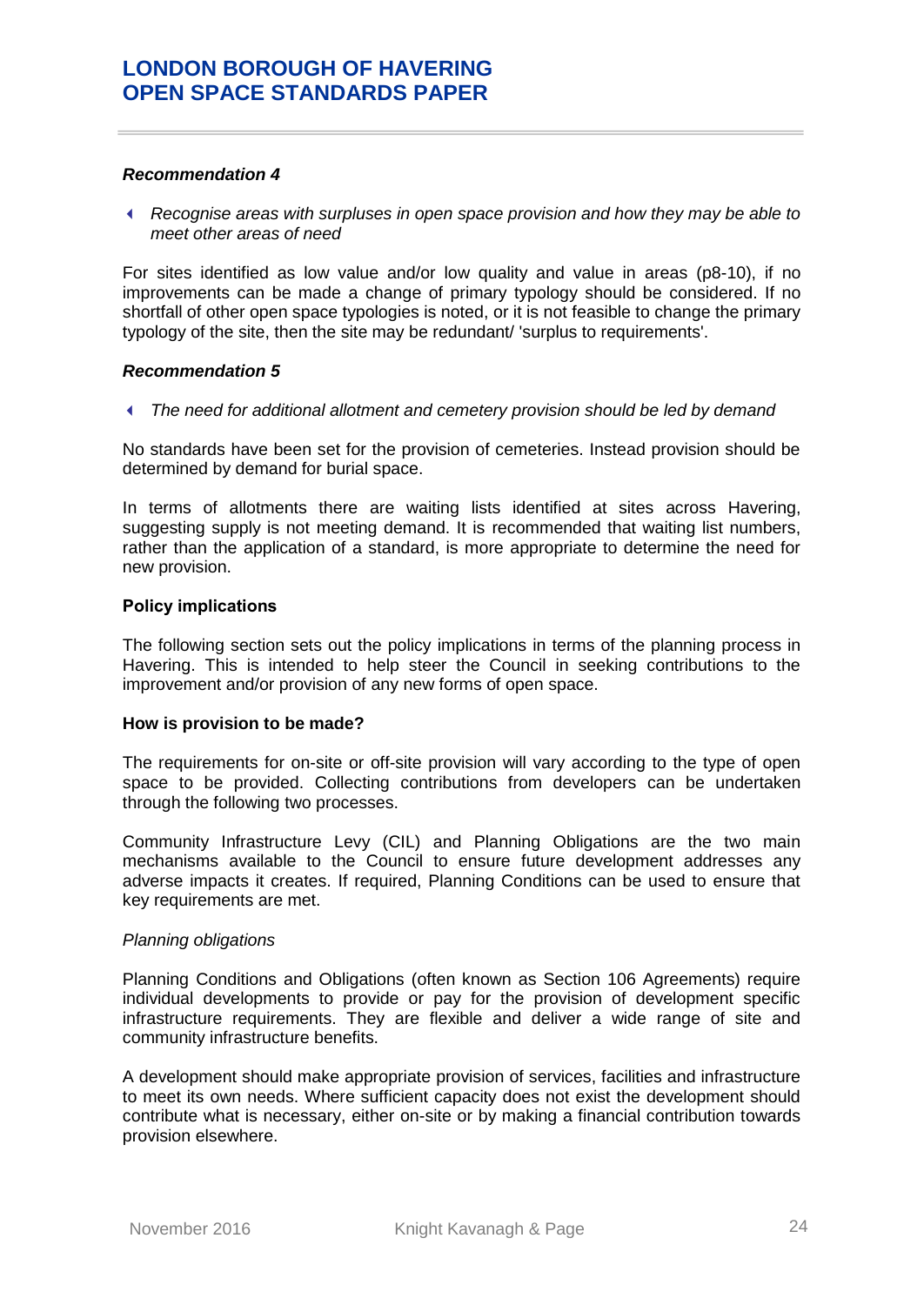***Recommendation 4***

- *Recognise areas with surpluses in open space provision and how they may be able to meet other areas of need*

For sites identified as low value and/or low quality and value in areas (p8-10), if no improvements can be made a change of primary typology should be considered. If no shortfall of other open space typologies is noted, or it is not feasible to change the primary typology of the site, then the site may be redundant/ 'surplus to requirements'.

***Recommendation 5***

- *The need for additional allotment and cemetery provision should be led by demand*

No standards have been set for the provision of cemeteries. Instead provision should be determined by demand for burial space.

In terms of allotments there are waiting lists identified at sites across Havering, suggesting supply is not meeting demand. It is recommended that waiting list numbers, rather than the application of a standard, is more appropriate to determine the need for new provision.

**Policy implications**

The following section sets out the policy implications in terms of the planning process in Havering. This is intended to help steer the Council in seeking contributions to the improvement and/or provision of any new forms of open space.

**How is provision to be made?**

The requirements for on-site or off-site provision will vary according to the type of open space to be provided. Collecting contributions from developers can be undertaken through the following two processes.

Community Infrastructure Levy (CIL) and Planning Obligations are the two main mechanisms available to the Council to ensure future development addresses any adverse impacts it creates. If required, Planning Conditions can be used to ensure that key requirements are met.

*Planning obligations*

Planning Conditions and Obligations (often known as Section 106 Agreements) require individual developments to provide or pay for the provision of development specific infrastructure requirements. They are flexible and deliver a wide range of site and community infrastructure benefits.

A development should make appropriate provision of services, facilities and infrastructure to meet its own needs. Where sufficient capacity does not exist the development should contribute what is necessary, either on-site or by making a financial contribution towards provision elsewhere.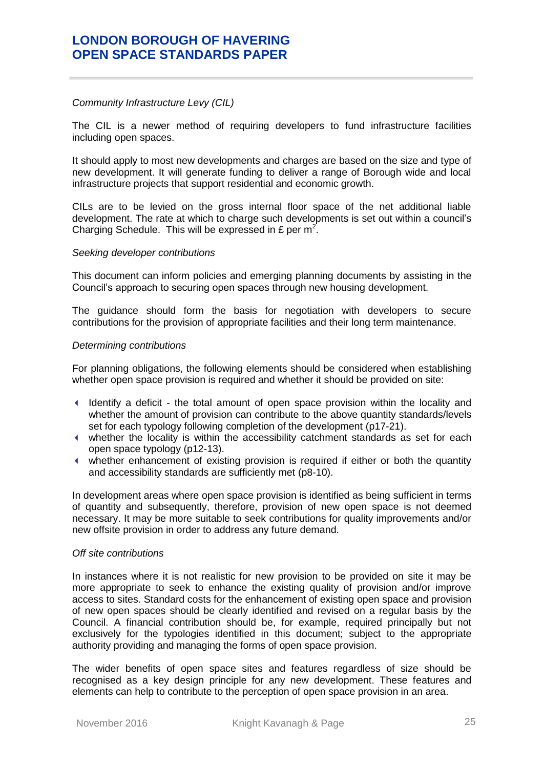*Community Infrastructure Levy (CIL)*

The CIL is a newer method of requiring developers to fund infrastructure facilities including open spaces.

It should apply to most new developments and charges are based on the size and type of new development. It will generate funding to deliver a range of Borough wide and local infrastructure projects that support residential and economic growth.

CILs are to be levied on the gross internal floor space of the net additional liable development. The rate at which to charge such developments is set out within a council's Charging Schedule. This will be expressed in £ per $m^2$.

*Seeking developer contributions*

This document can inform policies and emerging planning documents by assisting in the Council's approach to securing open spaces through new housing development.

The guidance should form the basis for negotiation with developers to secure contributions for the provision of appropriate facilities and their long term maintenance.

*Determining contributions*

For planning obligations, the following elements should be considered when establishing whether open space provision is required and whether it should be provided on site:

- Identify a deficit - the total amount of open space provision within the locality and whether the amount of provision can contribute to the above quantity standards/levels set for each typology following completion of the development (p17-21).
- whether the locality is within the accessibility catchment standards as set for each open space typology (p12-13).
- whether enhancement of existing provision is required if either or both the quantity and accessibility standards are sufficiently met (p8-10).

In development areas where open space provision is identified as being sufficient in terms of quantity and subsequently, therefore, provision of new open space is not deemed necessary. It may be more suitable to seek contributions for quality improvements and/or new offsite provision in order to address any future demand.

*Off site contributions*

In instances where it is not realistic for new provision to be provided on site it may be more appropriate to seek to enhance the existing quality of provision and/or improve access to sites. Standard costs for the enhancement of existing open space and provision of new open spaces should be clearly identified and revised on a regular basis by the Council. A financial contribution should be, for example, required principally but not exclusively for the typologies identified in this document; subject to the appropriate authority providing and managing the forms of open space provision.

The wider benefits of open space sites and features regardless of size should be recognised as a key design principle for any new development. These features and elements can help to contribute to the perception of open space provision in an area.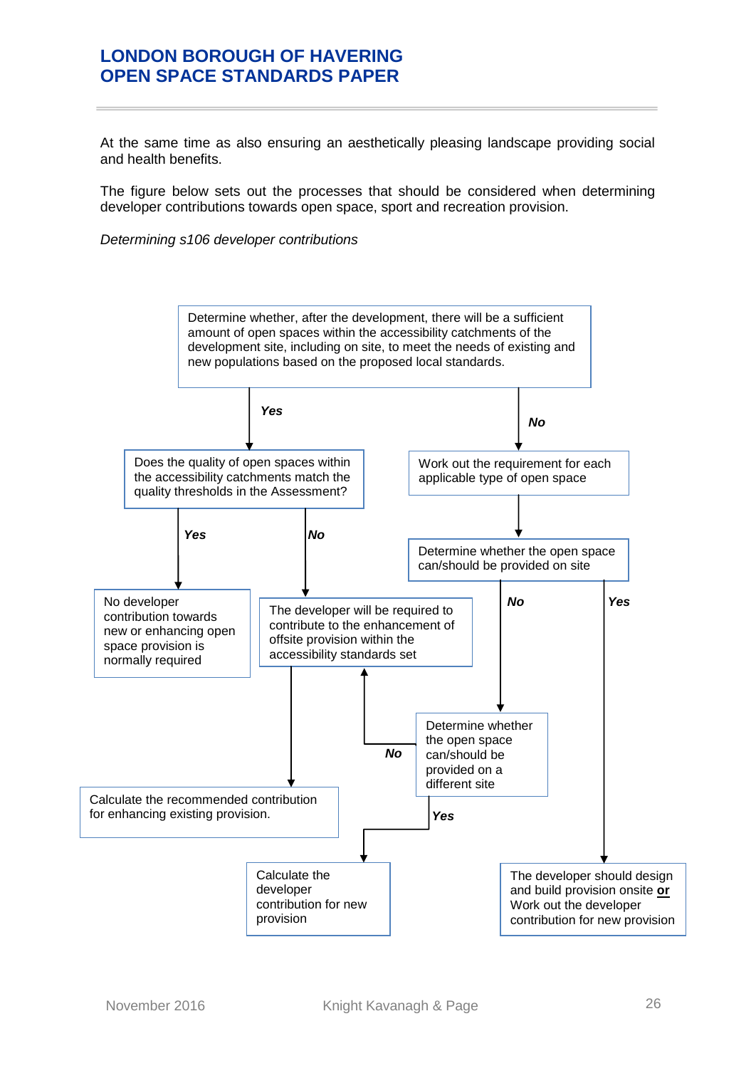At the same time as also ensuring an aesthetically pleasing landscape providing social and health benefits.

The figure below sets out the processes that should be considered when determining developer contributions towards open space, sport and recreation provision.

*Determining s106 developer contributions*

Determine whether, after the development, there will be a sufficient amount of open spaces within the accessibility catchments of the development site, including on site, to meet the needs of existing and new populations based on the proposed local standards.

***Yes***

Does the quality of open spaces within the accessibility catchments match the quality thresholds in the Assessment?

***Yes***

No developer contribution towards new or enhancing open space provision is normally required

***No***

The developer will be required to contribute to the enhancement of offsite provision within the accessibility standards set

Calculate the recommended contribution for enhancing existing provision.

***No***

Work out the requirement for each applicable type of open space

Determine whether the open space can/should be provided on site

***No***

Determine whether the open space can/should be provided on a different site

***No*** (to: The developer will be required to contribute to the enhancement of offsite provision within the accessibility standards set)

***Yes***

Calculate the developer contribution for new provision

***Yes***

The developer should design and build provision onsite **or** Work out the developer contribution for new provision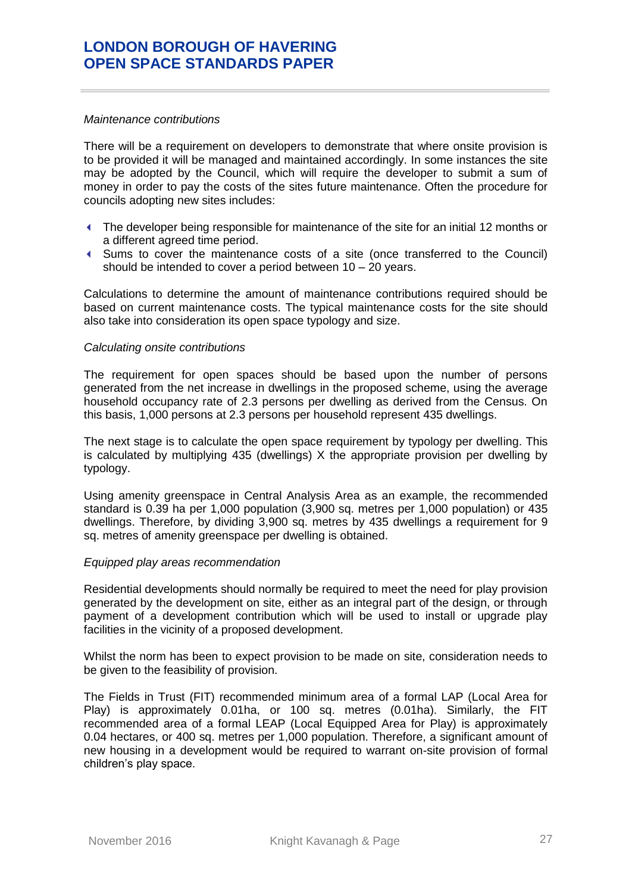*Maintenance contributions*

There will be a requirement on developers to demonstrate that where onsite provision is to be provided it will be managed and maintained accordingly. In some instances the site may be adopted by the Council, which will require the developer to submit a sum of money in order to pay the costs of the sites future maintenance. Often the procedure for councils adopting new sites includes:

- The developer being responsible for maintenance of the site for an initial 12 months or a different agreed time period.
- Sums to cover the maintenance costs of a site (once transferred to the Council) should be intended to cover a period between 10 – 20 years.

Calculations to determine the amount of maintenance contributions required should be based on current maintenance costs. The typical maintenance costs for the site should also take into consideration its open space typology and size.

*Calculating onsite contributions*

The requirement for open spaces should be based upon the number of persons generated from the net increase in dwellings in the proposed scheme, using the average household occupancy rate of 2.3 persons per dwelling as derived from the Census. On this basis, 1,000 persons at 2.3 persons per household represent 435 dwellings.

The next stage is to calculate the open space requirement by typology per dwelling. This is calculated by multiplying 435 (dwellings) X the appropriate provision per dwelling by typology.

Using amenity greenspace in Central Analysis Area as an example, the recommended standard is 0.39 ha per 1,000 population (3,900 sq. metres per 1,000 population) or 435 dwellings. Therefore, by dividing 3,900 sq. metres by 435 dwellings a requirement for 9 sq. metres of amenity greenspace per dwelling is obtained.

*Equipped play areas recommendation*

Residential developments should normally be required to meet the need for play provision generated by the development on site, either as an integral part of the design, or through payment of a development contribution which will be used to install or upgrade play facilities in the vicinity of a proposed development.

Whilst the norm has been to expect provision to be made on site, consideration needs to be given to the feasibility of provision.

The Fields in Trust (FIT) recommended minimum area of a formal LAP (Local Area for Play) is approximately 0.01ha, or 100 sq. metres (0.01ha). Similarly, the FIT recommended area of a formal LEAP (Local Equipped Area for Play) is approximately 0.04 hectares, or 400 sq. metres per 1,000 population. Therefore, a significant amount of new housing in a development would be required to warrant on-site provision of formal children's play space.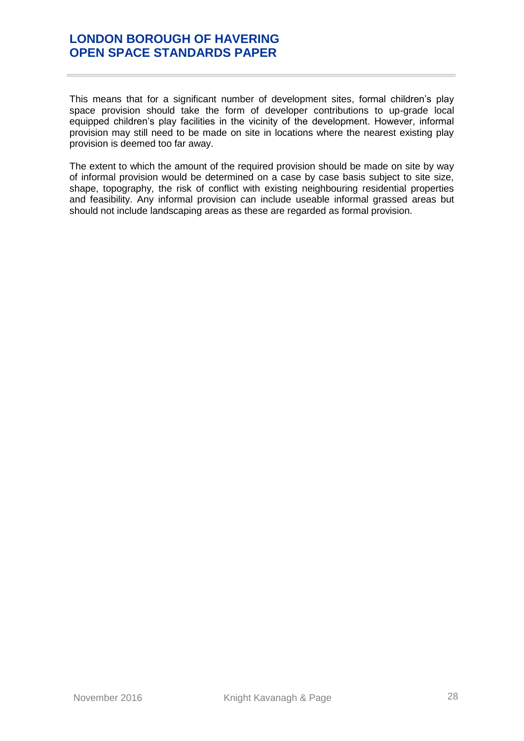This means that for a significant number of development sites, formal children's play space provision should take the form of developer contributions to up-grade local equipped children's play facilities in the vicinity of the development. However, informal provision may still need to be made on site in locations where the nearest existing play provision is deemed too far away.

The extent to which the amount of the required provision should be made on site by way of informal provision would be determined on a case by case basis subject to site size, shape, topography, the risk of conflict with existing neighbouring residential properties and feasibility. Any informal provision can include useable informal grassed areas but should not include landscaping areas as these are regarded as formal provision.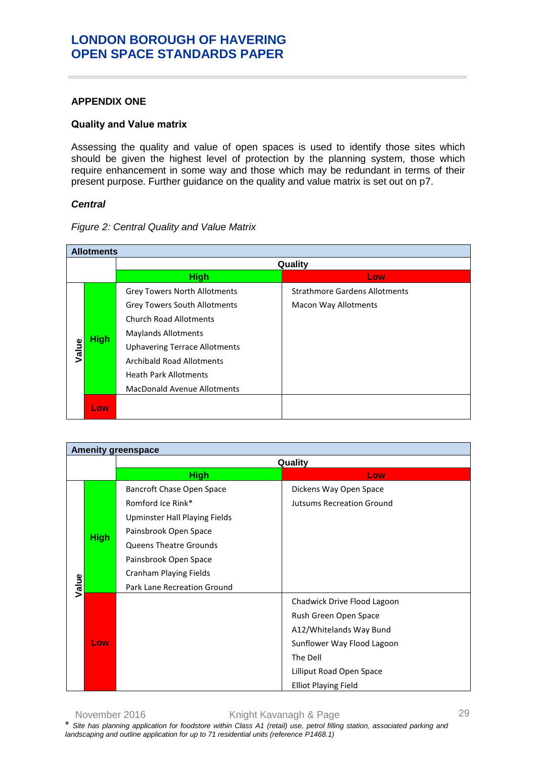## APPENDIX ONE

### Quality and Value matrix

Assessing the quality and value of open spaces is used to identify those sites which should be given the highest level of protection by the planning system, those which require enhancement in some way and those which may be redundant in terms of their present purpose. Further guidance on the quality and value matrix is set out on p7.

### *Central*

*Figure 2: Central Quality and Value Matrix*

| **Allotments** | | | |
|---|---|---|---|
| | | **Quality** | |
| | | **High** | **Low** |
| **Value** | **High** | Grey Towers North Allotments<br>Grey Towers South Allotments<br>Church Road Allotments<br>Maylands Allotments<br>Uphavering Terrace Allotments<br>Archibald Road Allotments<br>Heath Park Allotments<br>MacDonald Avenue Allotments | Strathmore Gardens Allotments<br>Macon Way Allotments |
| | **Low** | | |

| **Amenity greenspace** | | | |
|---|---|---|---|
| | | **Quality** | |
| | | **High** | **Low** |
| **Value** | **High** | Bancroft Chase Open Space<br>Romford Ice Rink*<br>Upminster Hall Playing Fields<br>Painsbrook Open Space<br>Queens Theatre Grounds<br>Painsbrook Open Space<br>Cranham Playing Fields<br>Park Lane Recreation Ground | Dickens Way Open Space<br>Jutsums Recreation Ground |
| | **Low** | | Chadwick Drive Flood Lagoon<br>Rush Green Open Space<br>A12/Whitelands Way Bund<br>Sunflower Way Flood Lagoon<br>The Dell<br>Lilliput Road Open Space<br>Elliot Playing Field |

\* *Site has planning application for foodstore within Class A1 (retail) use, petrol filling station, associated parking and landscaping and outline application for up to 71 residential units (reference P1468.1)*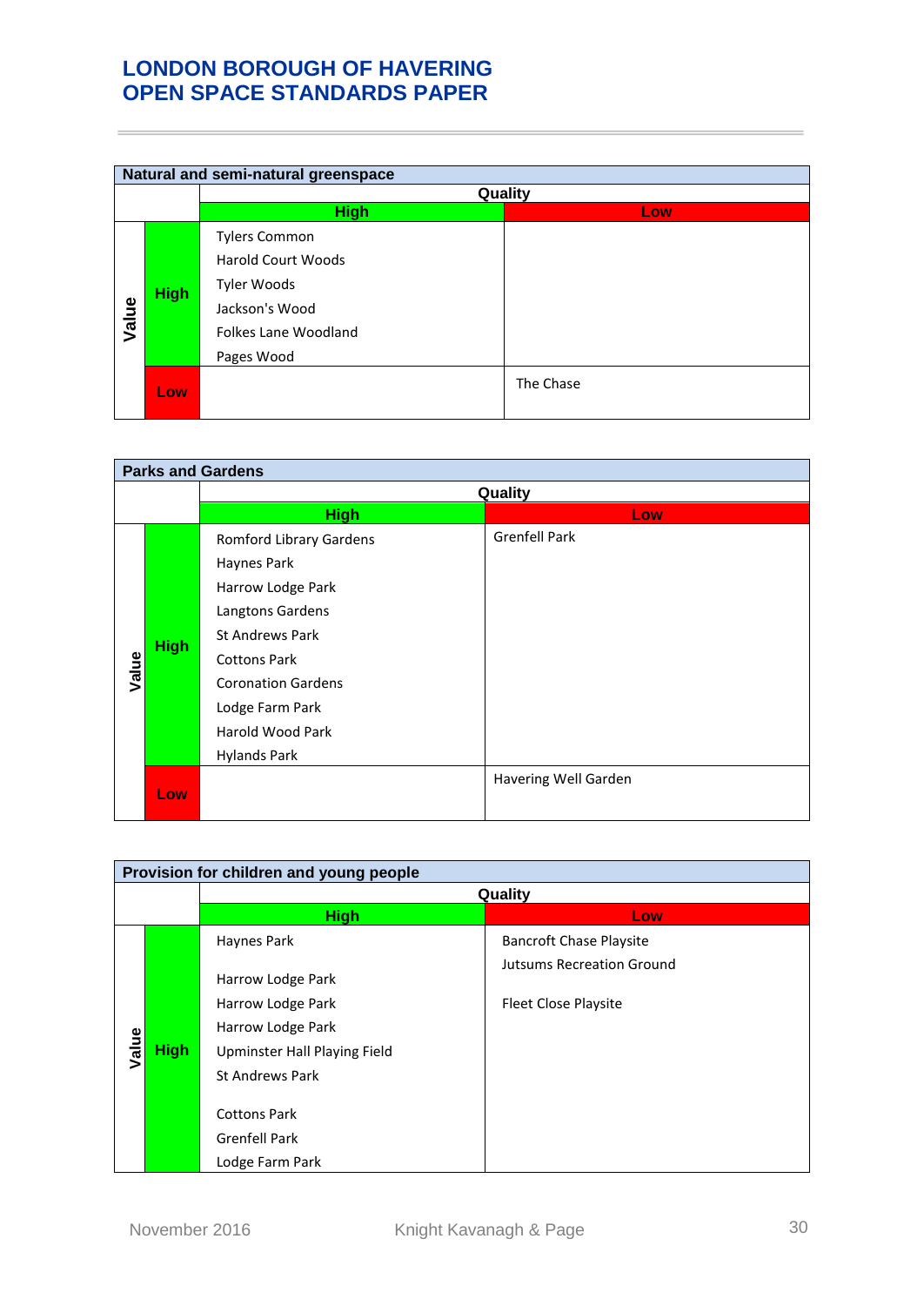| Natural and semi-natural greenspace | | | |
|---|---|---|---|
| | | **Quality** | |
| | | **High** | **Low** |
| **Value** | **High** | Tylers Common<br>Harold Court Woods<br>Tyler Woods<br>Jackson's Wood<br>Folkes Lane Woodland<br>Pages Wood | |
| | **Low** | | The Chase |

| Parks and Gardens | | | |
|---|---|---|---|
| | | **Quality** | |
| | | **High** | **Low** |
| **Value** | **High** | Romford Library Gardens<br>Haynes Park<br>Harrow Lodge Park<br>Langtons Gardens<br>St Andrews Park<br>Cottons Park<br>Coronation Gardens<br>Lodge Farm Park<br>Harold Wood Park<br>Hylands Park | Grenfell Park |
| | **Low** | | Havering Well Garden |

| Provision for children and young people | | | |
|---|---|---|---|
| | | **Quality** | |
| | | **High** | **Low** |
| **Value** | **High** | Haynes Park<br>Harrow Lodge Park<br>Harrow Lodge Park<br>Harrow Lodge Park<br>Upminster Hall Playing Field<br>St Andrews Park<br>Cottons Park<br>Grenfell Park<br>Lodge Farm Park | Bancroft Chase Playsite<br>Jutsums Recreation Ground<br>Fleet Close Playsite |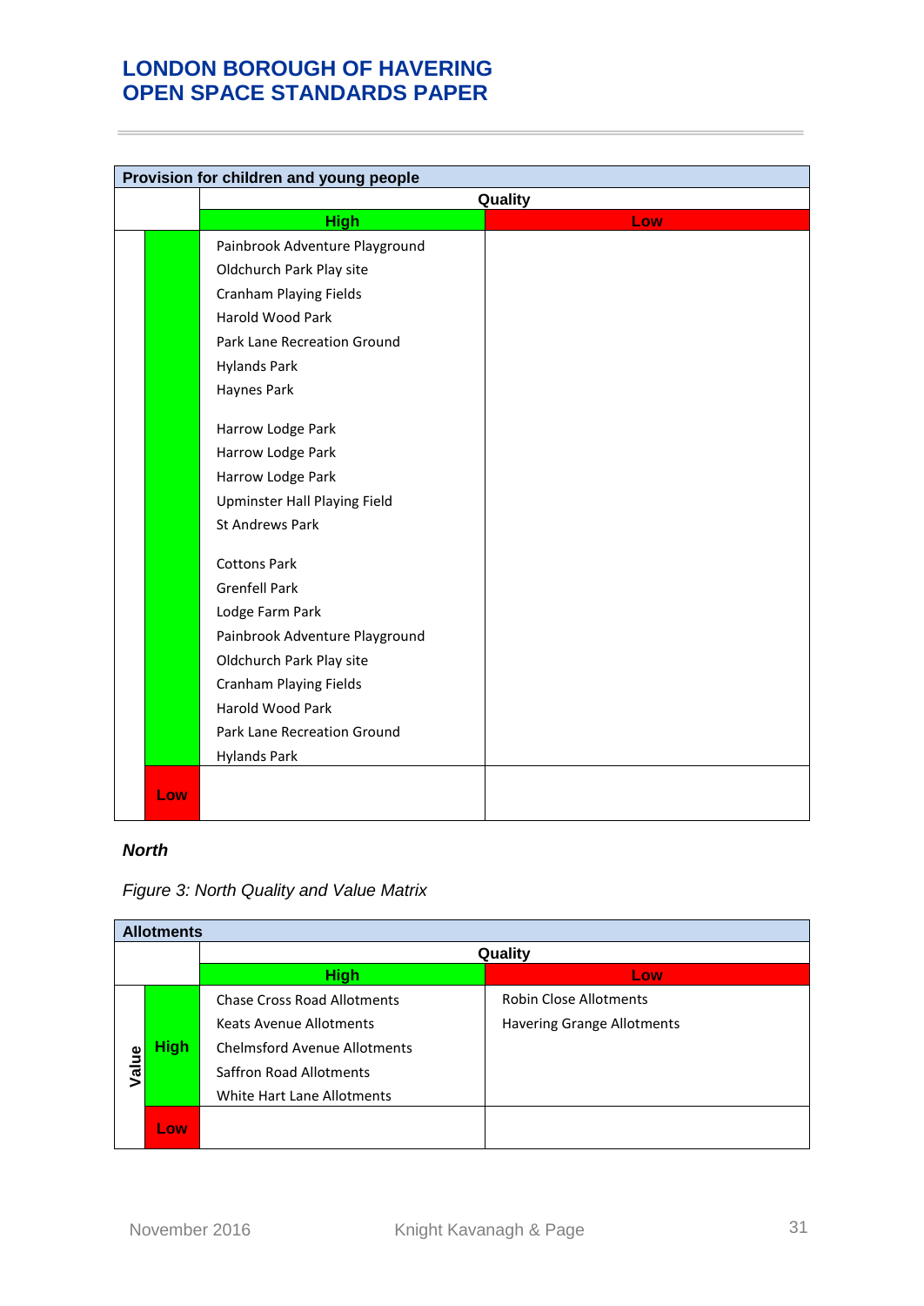| Provision for children and young people | | | |
|---|---|---|---|
| | | Quality | |
| | | High | Low |
| | High | Painbrook Adventure Playground<br>Oldchurch Park Play site<br>Cranham Playing Fields<br>Harold Wood Park<br>Park Lane Recreation Ground<br>Hylands Park<br>Haynes Park<br><br>Harrow Lodge Park<br>Harrow Lodge Park<br>Harrow Lodge Park<br>Upminster Hall Playing Field<br>St Andrews Park<br><br>Cottons Park<br>Grenfell Park<br>Lodge Farm Park<br>Painbrook Adventure Playground<br>Oldchurch Park Play site<br>Cranham Playing Fields<br>Harold Wood Park<br>Park Lane Recreation Ground<br>Hylands Park | |
| | Low | | |

***North***

*Figure 3: North Quality and Value Matrix*

| Allotments | | | |
|---|---|---|---|
| | | Quality | |
| | | High | Low |
| Value | High | Chase Cross Road Allotments<br>Keats Avenue Allotments<br>Chelmsford Avenue Allotments<br>Saffron Road Allotments<br>White Hart Lane Allotments | Robin Close Allotments<br>Havering Grange Allotments |
| | Low | | |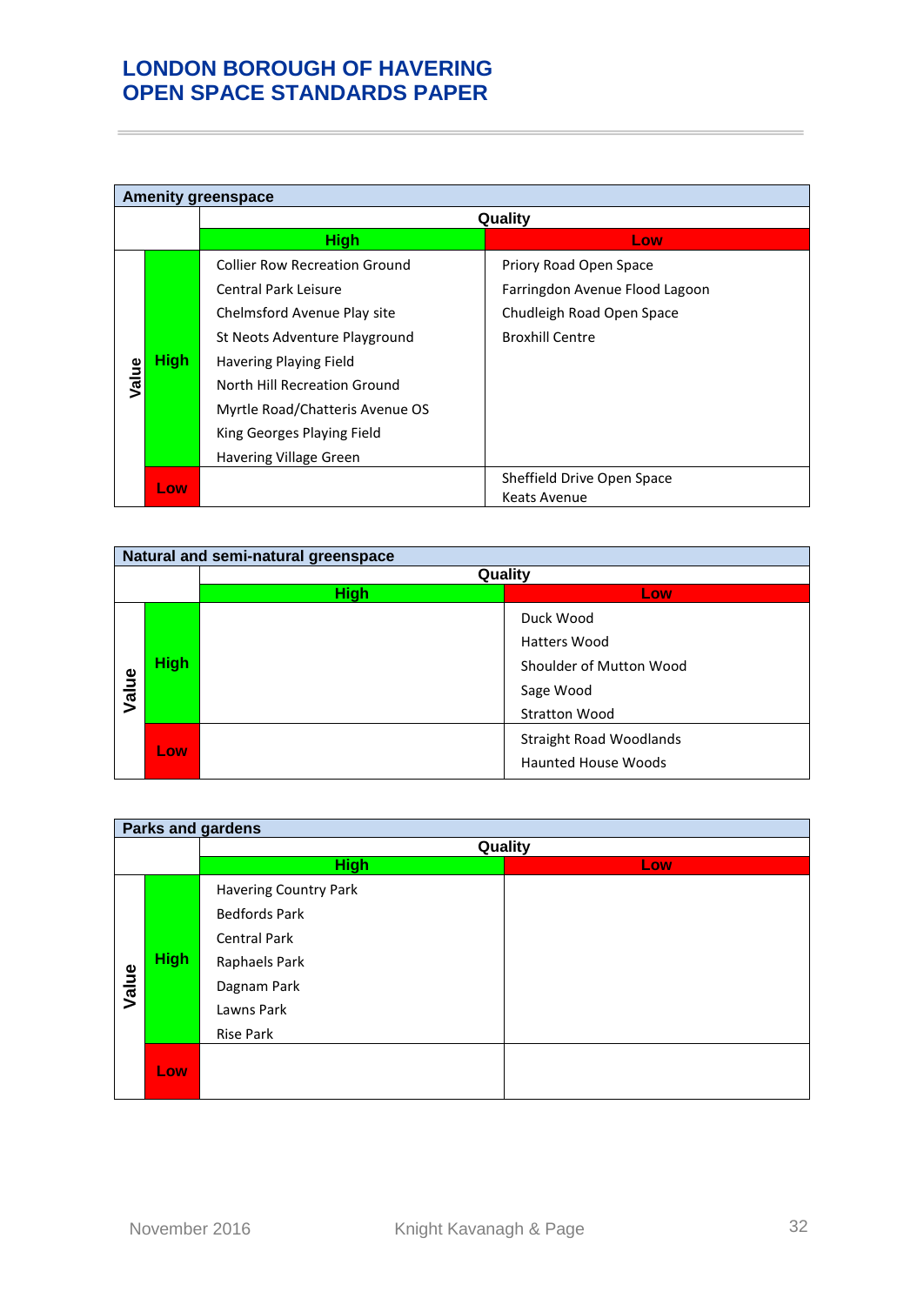| Amenity greenspace | | | |
|---|---|---|---|
| | | Quality | |
| | | High | Low |
| Value | High | Collier Row Recreation Ground<br>Central Park Leisure<br>Chelmsford Avenue Play site<br>St Neots Adventure Playground<br>Havering Playing Field<br>North Hill Recreation Ground<br>Myrtle Road/Chatteris Avenue OS<br>King Georges Playing Field<br>Havering Village Green | Priory Road Open Space<br>Farringdon Avenue Flood Lagoon<br>Chudleigh Road Open Space<br>Broxhill Centre |
| | Low | | Sheffield Drive Open Space<br>Keats Avenue |

| Natural and semi-natural greenspace | | | |
|---|---|---|---|
| | | Quality | |
| | | High | Low |
| Value | High | | Duck Wood<br>Hatters Wood<br>Shoulder of Mutton Wood<br>Sage Wood<br>Stratton Wood |
| | Low | | Straight Road Woodlands<br>Haunted House Woods |

| Parks and gardens | | | |
|---|---|---|---|
| | | Quality | |
| | | High | Low |
| Value | High | Havering Country Park<br>Bedfords Park<br>Central Park<br>Raphaels Park<br>Dagnam Park<br>Lawns Park<br>Rise Park | |
| | Low | | |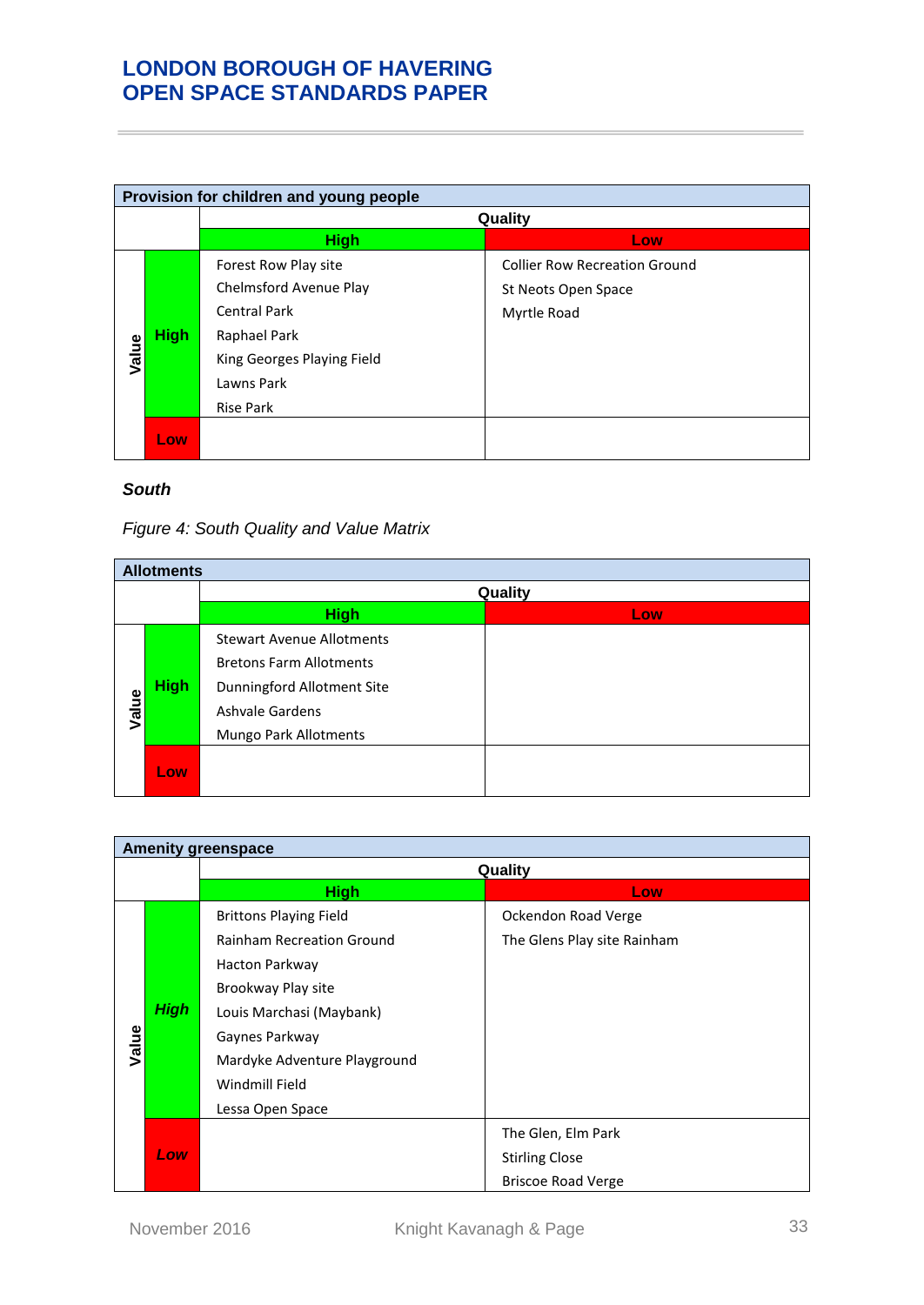**Provision for children and young people**

| | | Quality: High | Quality: Low |
|---|---|---|---|
| Value | High | Forest Row Play site<br>Chelmsford Avenue Play<br>Central Park<br>Raphael Park<br>King Georges Playing Field<br>Lawns Park<br>Rise Park | Collier Row Recreation Ground<br>St Neots Open Space<br>Myrtle Road |
| | Low | | |

### *South*

*Figure 4: South Quality and Value Matrix*

**Allotments**

| | | Quality: High | Quality: Low |
|---|---|---|---|
| Value | High | Stewart Avenue Allotments<br>Bretons Farm Allotments<br>Dunningford Allotment Site<br>Ashvale Gardens<br>Mungo Park Allotments | |
| | Low | | |

**Amenity greenspace**

| | | Quality: High | Quality: Low |
|---|---|---|---|
| Value | *High* | Brittons Playing Field<br>Rainham Recreation Ground<br>Hacton Parkway<br>Brookway Play site<br>Louis Marchasi (Maybank)<br>Gaynes Parkway<br>Mardyke Adventure Playground<br>Windmill Field<br>Lessa Open Space | Ockendon Road Verge<br>The Glens Play site Rainham |
| | *Low* | | The Glen, Elm Park<br>Stirling Close<br>Briscoe Road Verge |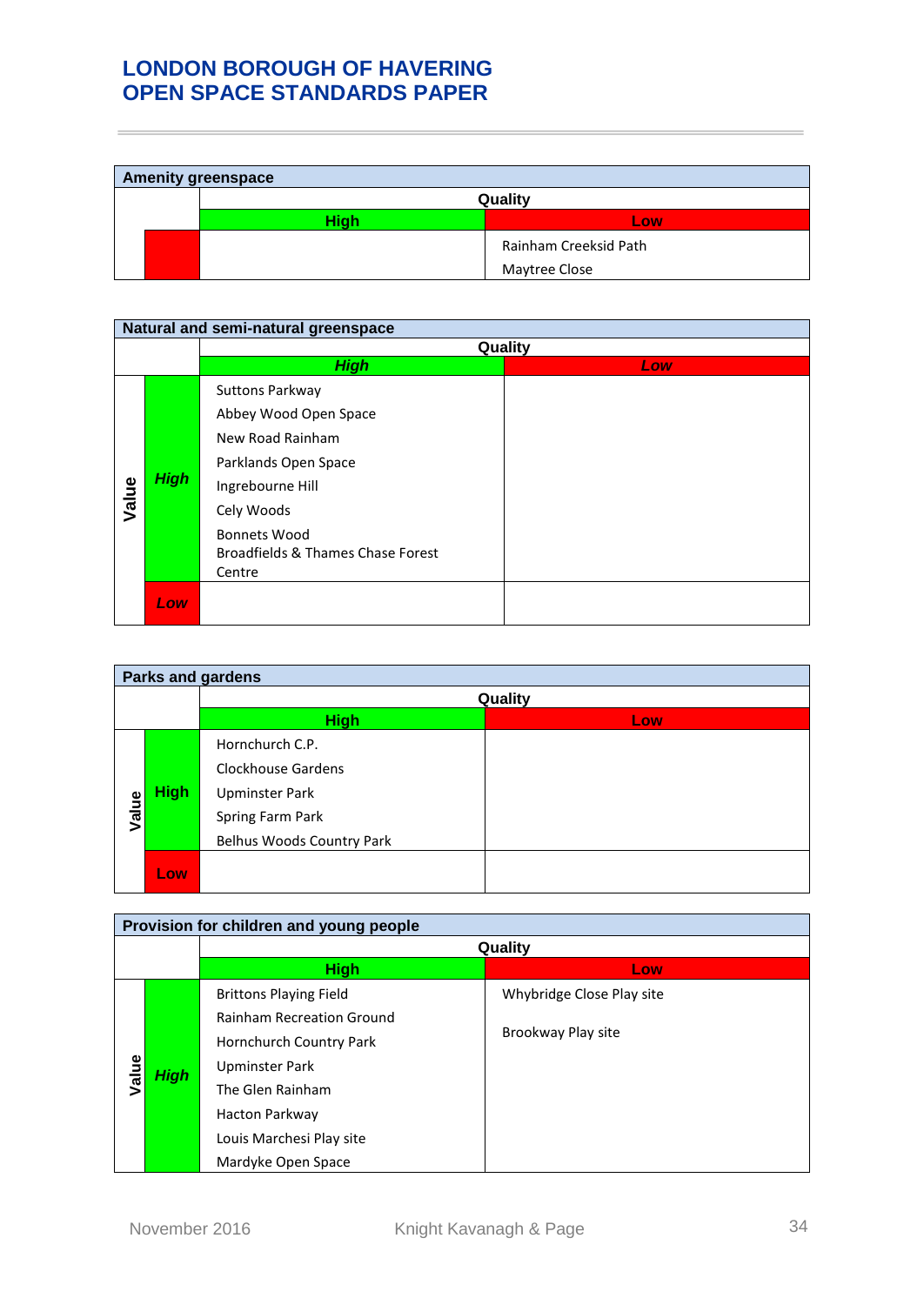| Amenity greenspace | | | |
|---|---|---|---|
| | | Quality | |
| | | High | Low |
| | Low | | Rainham Creeksid Path<br>Maytree Close |

| Natural and semi-natural greenspace | | | |
|---|---|---|---|
| | | Quality | |
| | | *High* | *Low* |
| Value | *High* | Suttons Parkway<br>Abbey Wood Open Space<br>New Road Rainham<br>Parklands Open Space<br>Ingrebourne Hill<br>Cely Woods<br>Bonnets Wood<br>Broadfields & Thames Chase Forest Centre | |
| | *Low* | | |

| Parks and gardens | | | |
|---|---|---|---|
| | | Quality | |
| | | High | Low |
| Value | High | Hornchurch C.P.<br>Clockhouse Gardens<br>Upminster Park<br>Spring Farm Park<br>Belhus Woods Country Park | |
| | Low | | |

| Provision for children and young people | | | |
|---|---|---|---|
| | | Quality | |
| | | High | Low |
| Value | *High* | Brittons Playing Field<br>Rainham Recreation Ground<br>Hornchurch Country Park<br>Upminster Park<br>The Glen Rainham<br>Hacton Parkway<br>Louis Marchesi Play site<br>Mardyke Open Space | Whybridge Close Play site<br>Brookway Play site |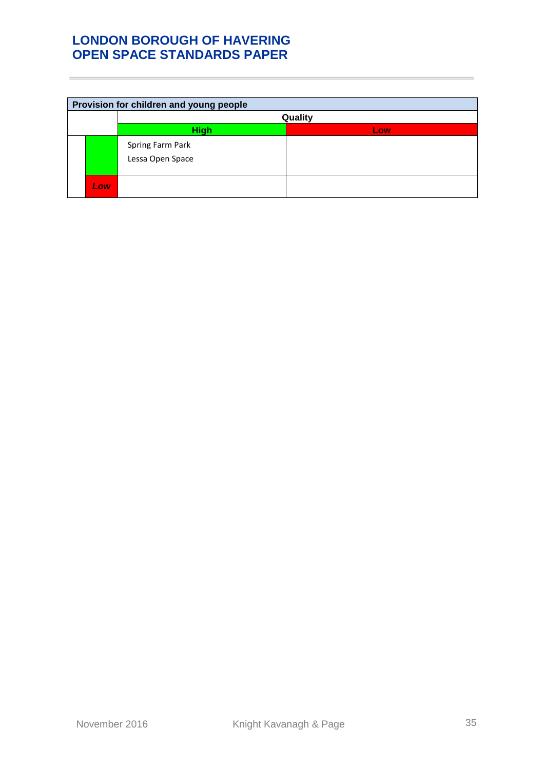| Provision for children and young people | | | |
|---|---|---|---|
| | | Quality | |
| | | High | Low |
| | | Spring Farm Park<br>Lessa Open Space | |
| | *Low* | | |